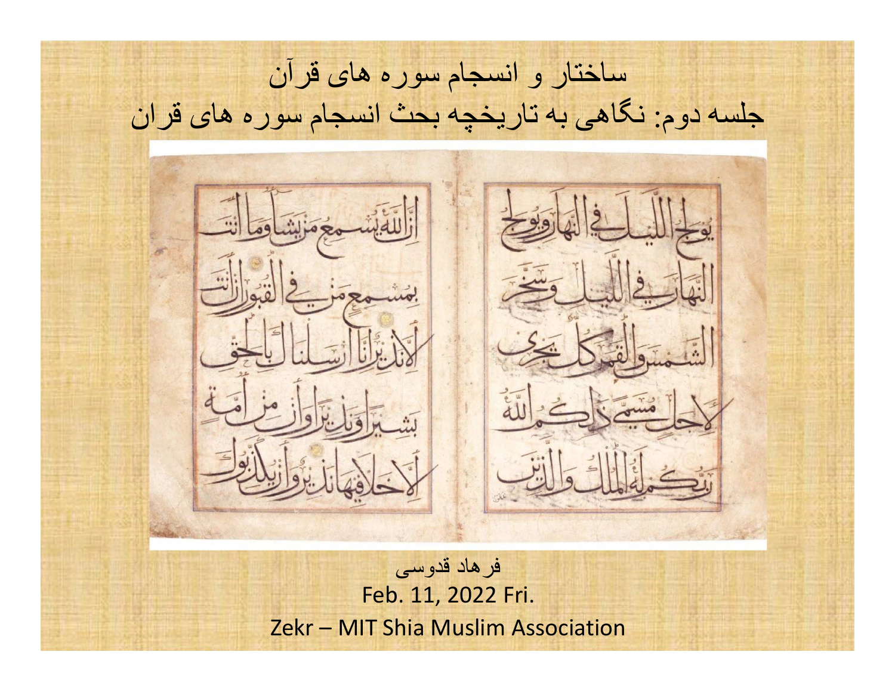# ساختار و انسجام سوره های قرآن

## جلسه دوم: نگاهی به تاریخچه بحث انسجام سوره های قران

فرهاد قدوسی

Feb. 11, 2022 Fri.

Zekr – MIT Shia Muslim Association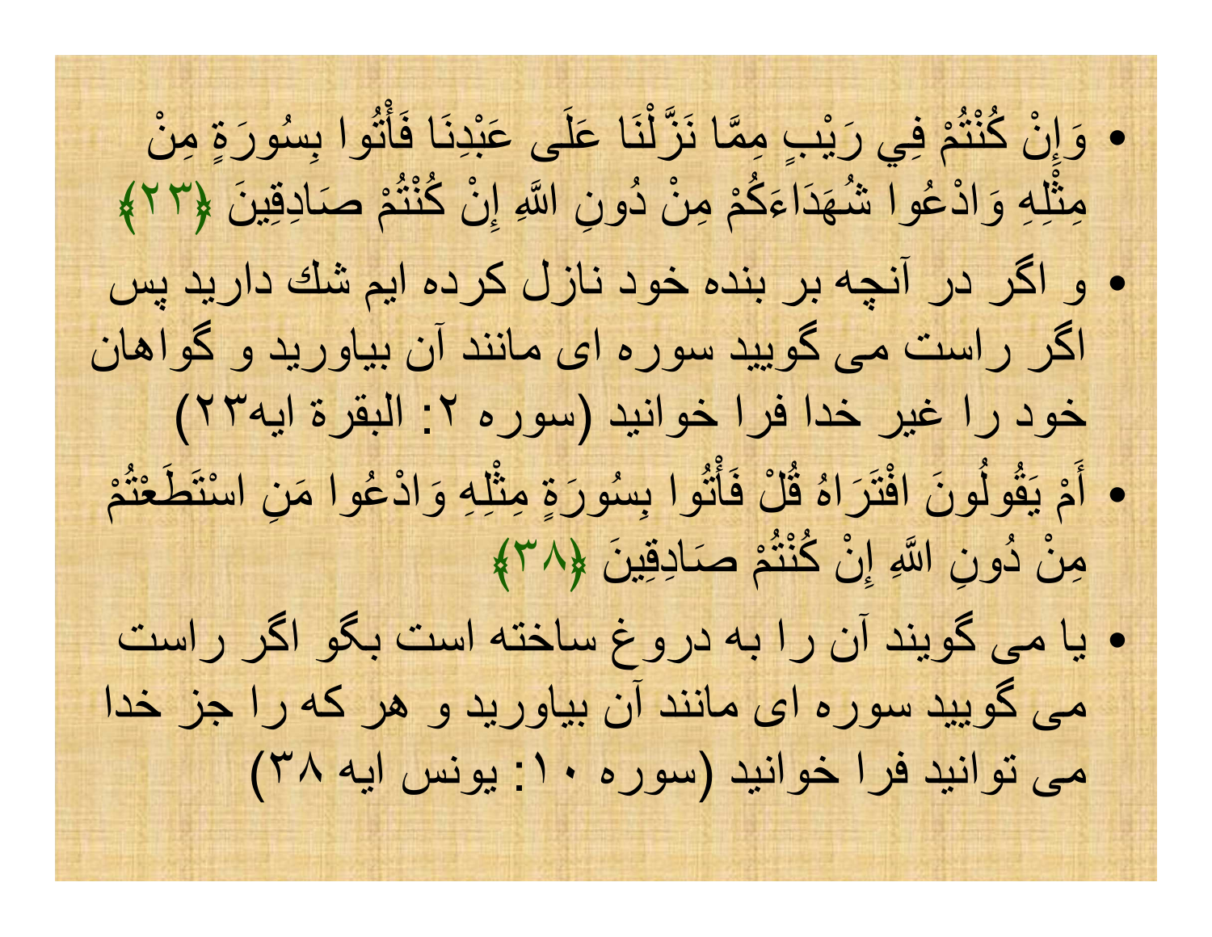- وَإِنْ كُنْتُمْ فِي رَيْبٍ مِمَّا نَزَّلْنَا عَلَى عَبْدِنَا فَأْتُوا بِسُورَةٍ مِنْ مِثْلِهِ وَادْعُوا شُهَدَاءَكُمْ مِنْ دُونِ اللَّهِ إِنْ كُنْتُمْ صَادِقِينَ ﴿۲۳﴾
- و اگر در آنچه بر بنده خود نازل کرده ایم شك دارید پس اگر راست می گویید سوره ای مانند آن بیاورید و گواهان خود را غیر خدا فرا خوانید (سوره ۲: البقرة ایه۲۳)
- أَمْ يَقُولُونَ افْتَرَاهُ قُلْ فَأْتُوا بِسُورَةٍ مِثْلِهِ وَادْعُوا مَنِ اسْتَطَعْتُمْ مِنْ دُونِ اللَّهِ إِنْ كُنْتُمْ صَادِقِينَ ﴿۳۸﴾
- یا می گویند آن را به دروغ ساخته است بگو اگر راست می گویید سوره ای مانند آن بیاورید و هر که را جز خدا می توانید فرا خوانید (سوره ۱۰: یونس ایه ۳۸)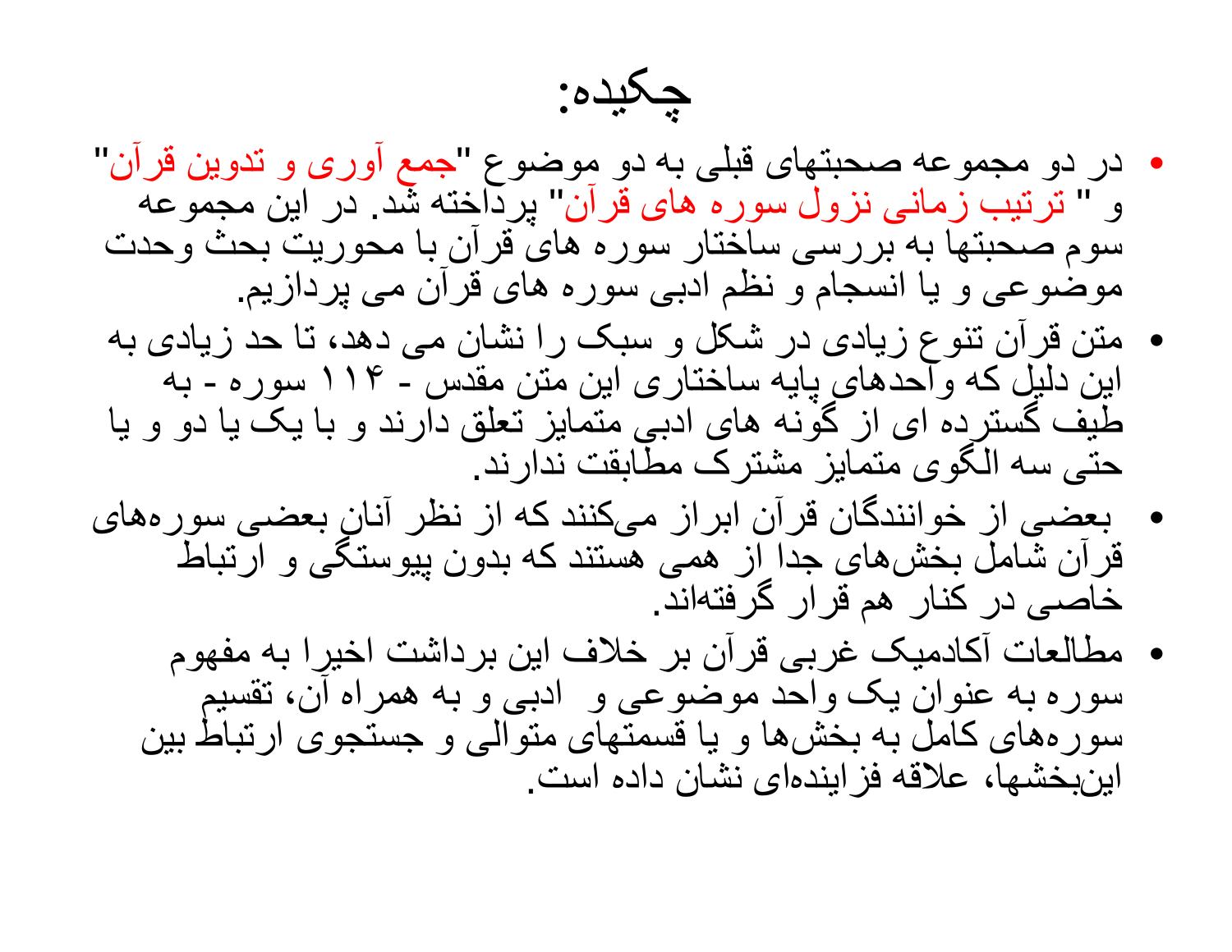# چکیده:

- در دو مجموعه صحبتهای قبلی به دو موضوع "جمع آوری و تدوین قرآن" و " ترتیب زمانی نزول سوره های قرآن" پرداخته شد. در این مجموعه سوم صحبتها به بررسی ساختار سوره های قرآن با محوریت بحث وحدت موضوعی و یا انسجام و نظم ادبی سوره های قرآن می پردازیم.
- متن قرآن تنوع زیادی در شکل و سبک را نشان می دهد، تا حد زیادی به این دلیل که واحدهای پایه ساختاری این متن مقدس - ۱۱۴ سوره - به طیف گسترده ای از گونه های ادبی متمایز تعلق دارند و با یک یا دو و یا حتی سه الگوی متمایز مشترک مطابقت ندارند.
- بعضی از خوانندگان قرآن ابراز می‌کنند که از نظر آنان بعضی سوره‌های قرآن شامل بخش‌های جدا از همی هستند که بدون پیوستگی و ارتباط خاصی در کنار هم قرار گرفته‌اند.
- مطالعات آکادمیک غربی قرآن بر خلاف این برداشت اخیرا به مفهوم سوره به عنوان یک واحد موضوعی و ادبی و به همراه آن، تقسیم سوره‌های کامل به بخش‌ها و یا قسمتهای متوالی و جستجوی ارتباط بین این‌بخشها، علاقه فزاینده‌ای نشان داده است.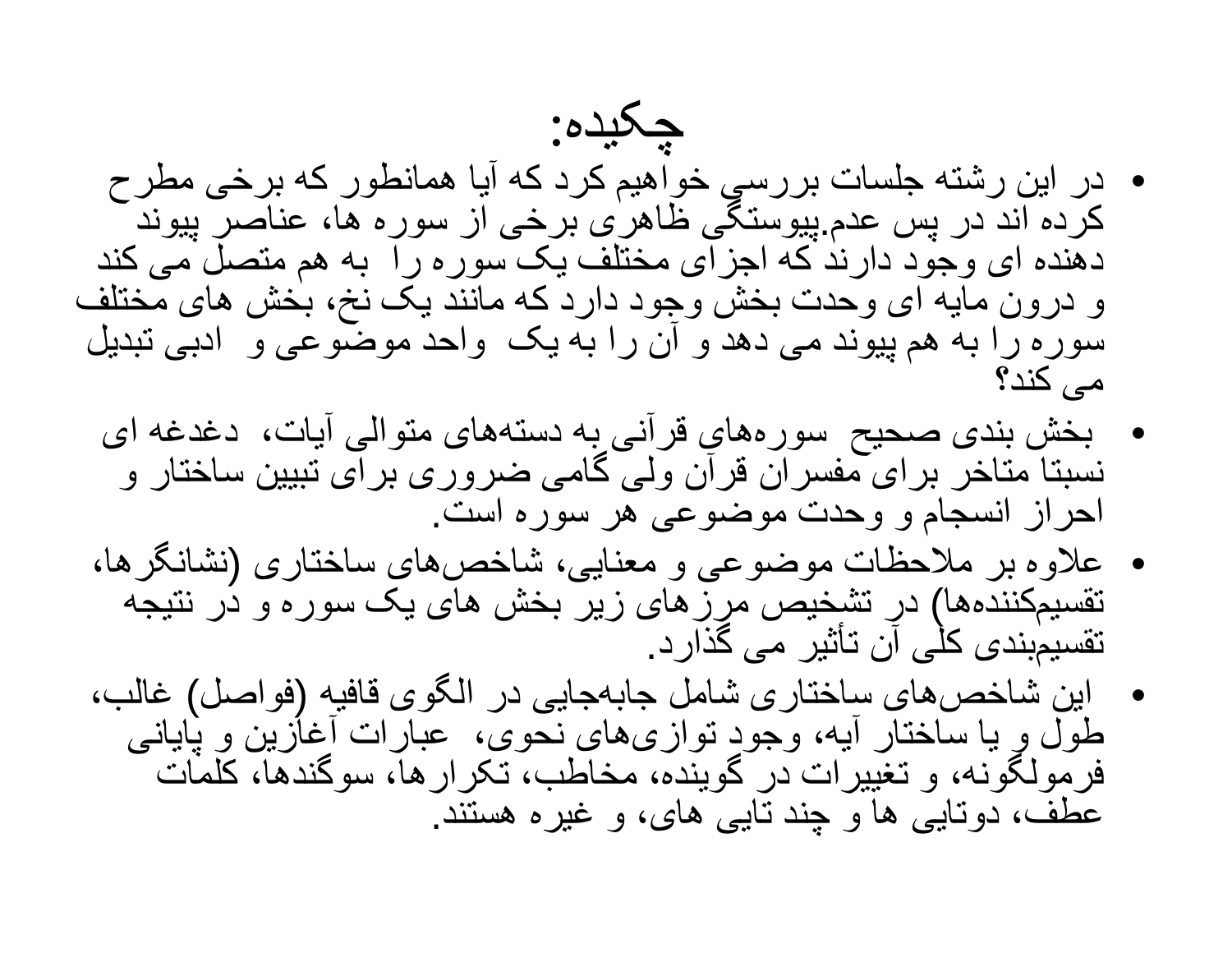# چکیده:

- در این رشته جلسات بررسی خواهیم کرد که آیا همانطور که برخی مطرح کرده اند در پس عدم.پیوستگی ظاهری برخی از سوره ها، عناصر پیوند دهنده ای وجود دارند که اجزای مختلف یک سوره را به هم متصل می کند و درون مایه ای وحدت بخش وجود دارد که مانند یک نخ، بخش های مختلف سوره را به هم پیوند می دهد و آن را به یک واحد موضوعی و ادبی تبدیل می کند؟
- بخش بندی صحیح سوره‌های قرآنی به دسته‌های متوالی آیات، دغدغه ای نسبتا متاخر برای مفسران قرآن ولی گامی ضروری برای تبیین ساختار و احراز انسجام و وحدت موضوعی هر سوره است.
- علاوه بر ملاحظات موضوعی و معنایی، شاخص‌های ساختاری (نشانگرها، تقسیم‌کننده‌ها) در تشخیص مرزهای زیر بخش های یک سوره و در نتیجه تقسیم‌بندی کلی آن تأثیر می گذارد.
- این شاخص‌های ساختاری شامل جابه‌جایی در الگوی قافیه (فواصل) غالب، طول و یا ساختار آیه، وجود توازی‌های نحوی، عبارات آغازین و پایانی فرمولگونه، و تغییرات در گوینده، مخاطب، تکرارها، سوگندها، کلمات عطف، دوتایی ها و چند تایی های، و غیره هستند.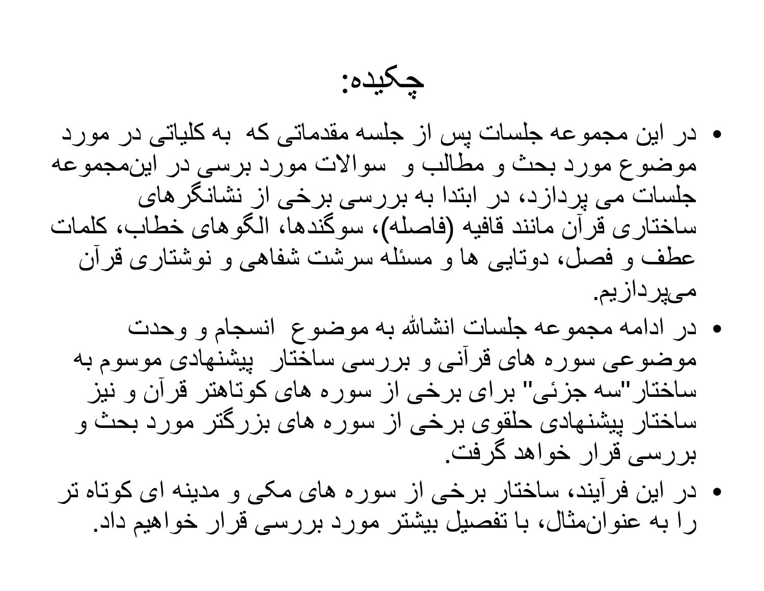# چکیده:

- در این مجموعه جلسات پس از جلسه مقدماتی که به کلیاتی در مورد موضوع مورد بحث و مطالب و سوالات مورد بررسی در این‌مجموعه جلسات می پردازد، در ابتدا به بررسی برخی از نشانگرهای ساختاری قرآن مانند قافیه (فاصله)، سوگندها، الگوهای خطاب، کلمات عطف و فصل، دوتایی ها و مسئله سرشت شفاهی و نوشتاری قرآن می‌پردازیم.
- در ادامه مجموعه جلسات انشالله به موضوع انسجام و وحدت موضوعی سوره های قرآنی و بررسی ساختار پیشنهادی موسوم به ساختار"سه جزئی" برای برخی از سوره های کوتاهتر قرآن و نیز ساختار پیشنهادی حلقوی برخی از سوره های بزرگتر مورد بحث و بررسی قرار خواهد گرفت.
- در این فرآیند، ساختار برخی از سوره های مکی و مدینه ای کوتاه تر را به عنوان‌مثال، با تفصیل بیشتر مورد بررسی قرار خواهیم داد.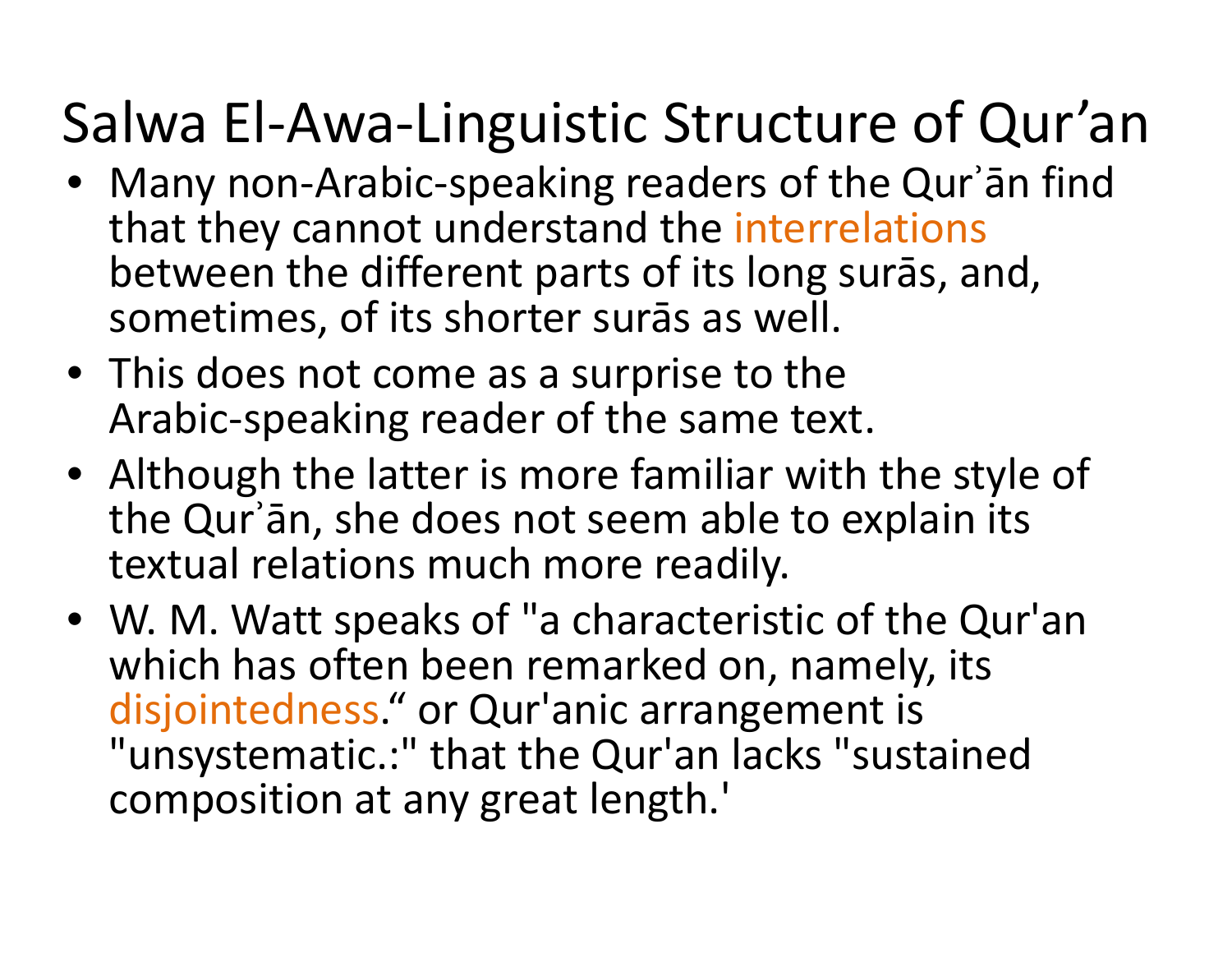# Salwa El-Awa-Linguistic Structure of Qur’an

- Many non-Arabic-speaking readers of the Qurʾān find that they cannot understand the interrelations between the different parts of its long surās, and, sometimes, of its shorter surās as well.
- This does not come as a surprise to the Arabic-speaking reader of the same text.
- Although the latter is more familiar with the style of the Qurʾān, she does not seem able to explain its textual relations much more readily.
- W. M. Watt speaks of "a characteristic of the Qur'an which has often been remarked on, namely, its disjointedness.“ or Qur'anic arrangement is "unsystematic.:" that the Qur'an lacks "sustained composition at any great length.'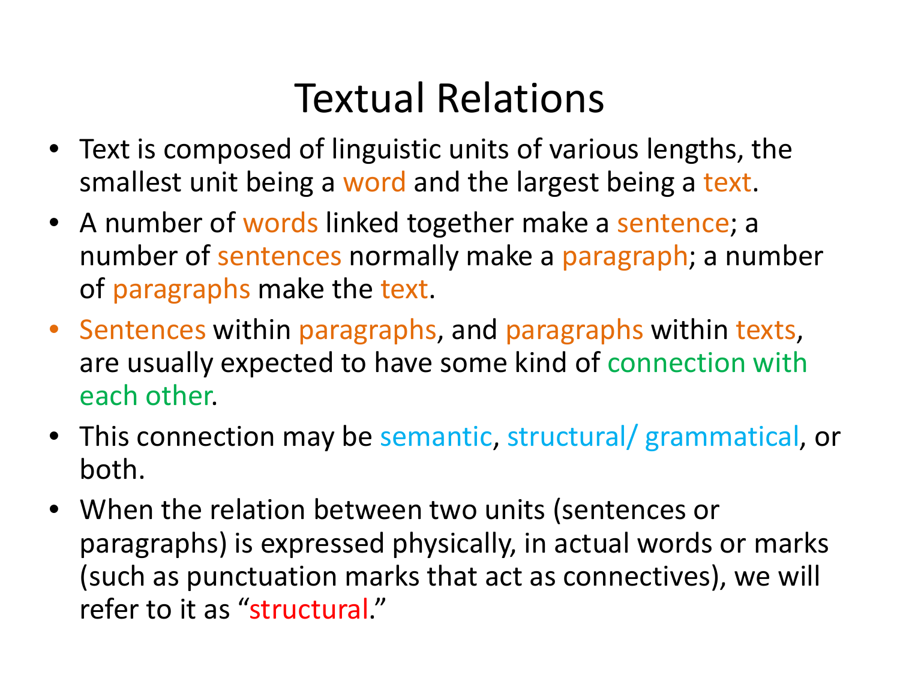# Textual Relations

- Text is composed of linguistic units of various lengths, the smallest unit being a word and the largest being a text.
- A number of words linked together make a sentence; a number of sentences normally make a paragraph; a number of paragraphs make the text.
- Sentences within paragraphs, and paragraphs within texts, are usually expected to have some kind of connection with each other.
- This connection may be semantic, structural/ grammatical, or both.
- When the relation between two units (sentences or paragraphs) is expressed physically, in actual words or marks (such as punctuation marks that act as connectives), we will refer to it as "structural."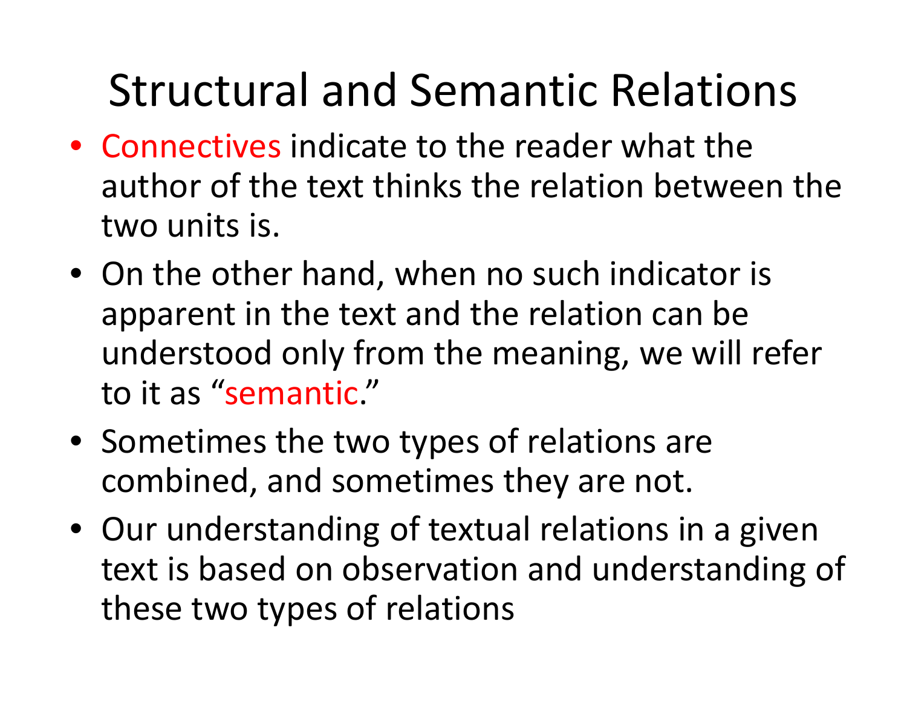# Structural and Semantic Relations

- Connectives indicate to the reader what the author of the text thinks the relation between the two units is.
- On the other hand, when no such indicator is apparent in the text and the relation can be understood only from the meaning, we will refer to it as "semantic."
- Sometimes the two types of relations are combined, and sometimes they are not.
- Our understanding of textual relations in a given text is based on observation and understanding of these two types of relations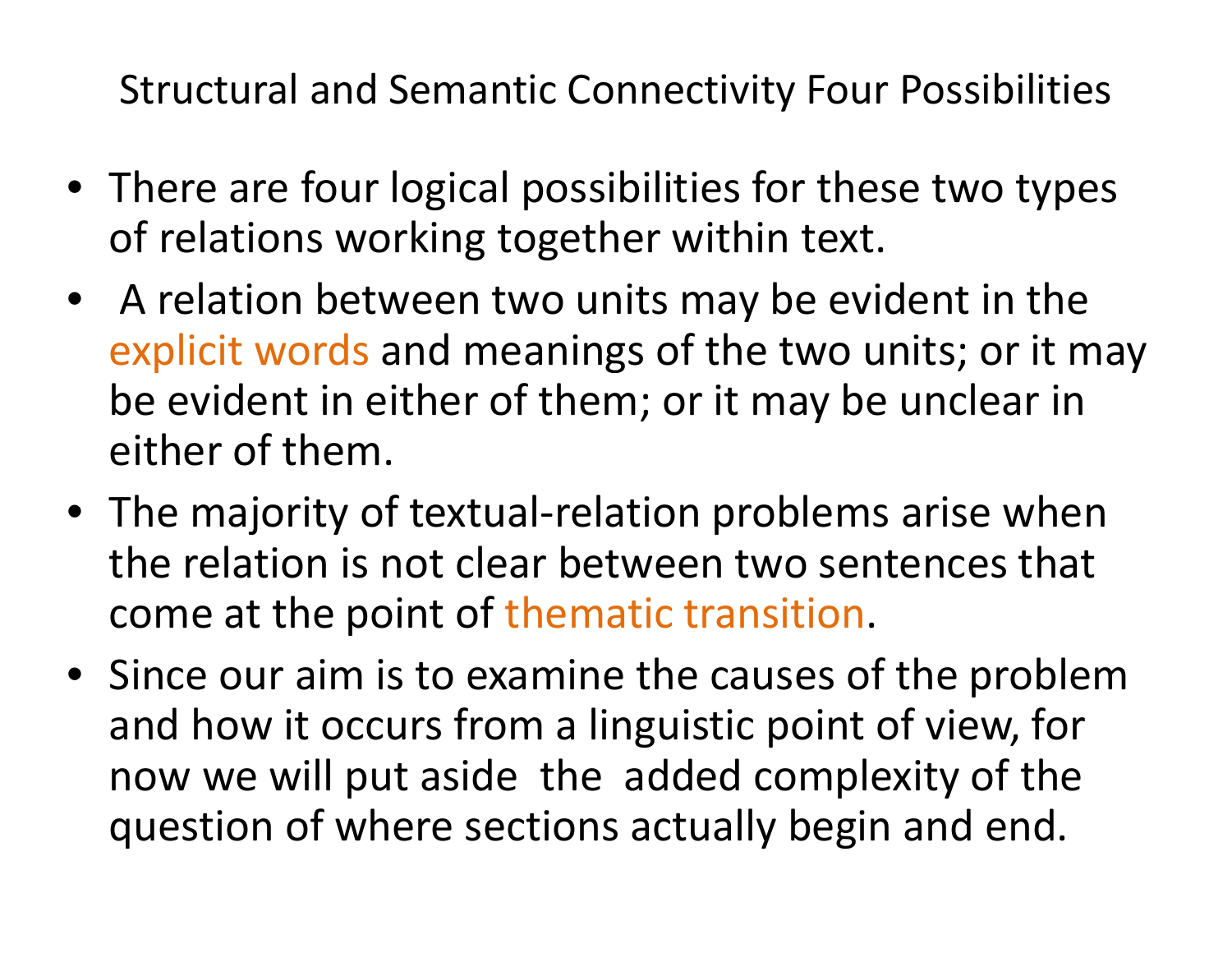# Structural and Semantic Connectivity Four Possibilities

- There are four logical possibilities for these two types of relations working together within text.
- A relation between two units may be evident in the explicit words and meanings of the two units; or it may be evident in either of them; or it may be unclear in either of them.
- The majority of textual-relation problems arise when the relation is not clear between two sentences that come at the point of thematic transition.
- Since our aim is to examine the causes of the problem and how it occurs from a linguistic point of view, for now we will put aside the added complexity of the question of where sections actually begin and end.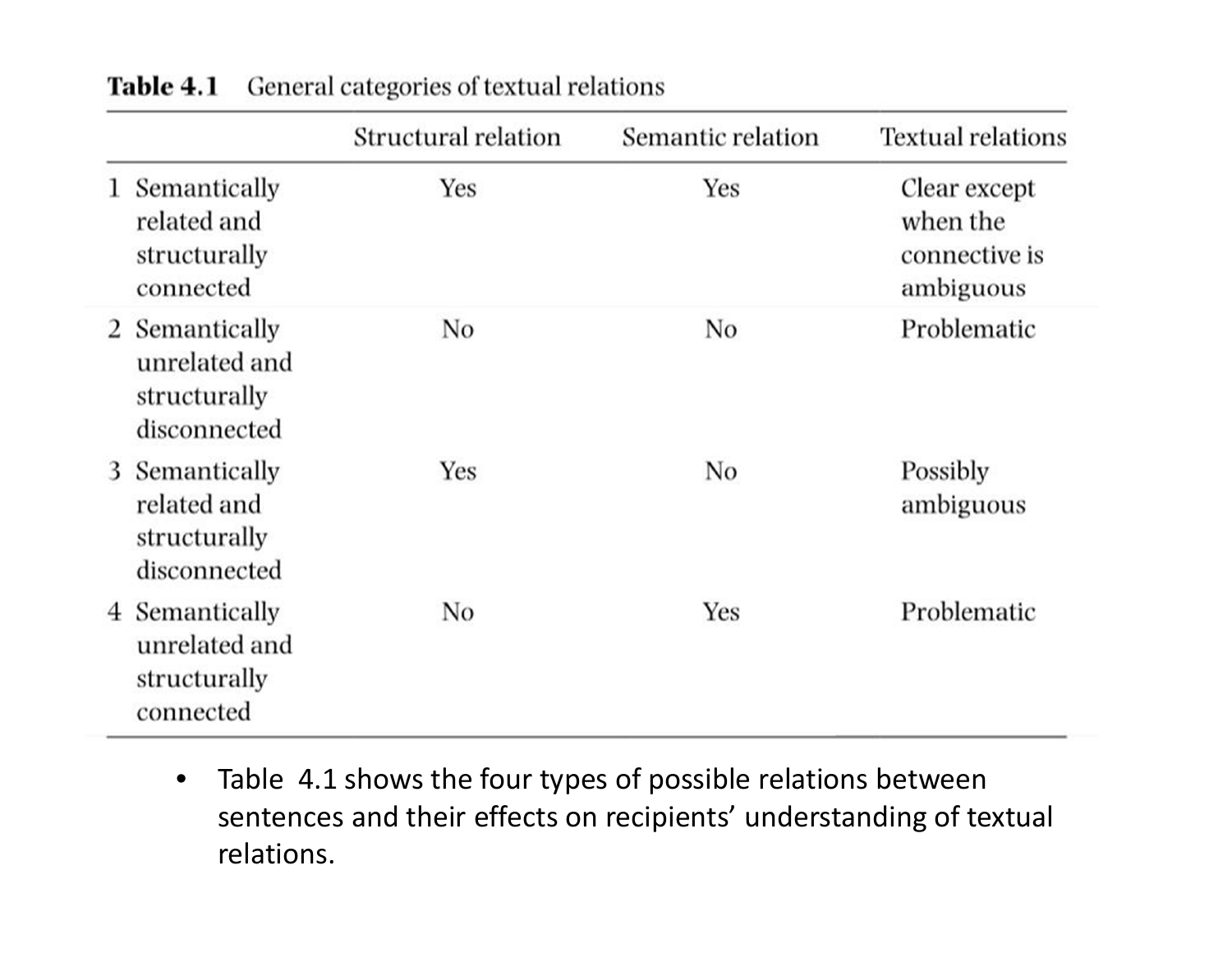**Table 4.1** General categories of textual relations

| | Structural relation | Semantic relation | Textual relations |
|---|---|---|---|
| 1 Semantically related and structurally connected | Yes | Yes | Clear except when the connective is ambiguous |
| 2 Semantically unrelated and structurally disconnected | No | No | Problematic |
| 3 Semantically related and structurally disconnected | Yes | No | Possibly ambiguous |
| 4 Semantically unrelated and structurally connected | No | Yes | Problematic |

- Table 4.1 shows the four types of possible relations between sentences and their effects on recipients' understanding of textual relations.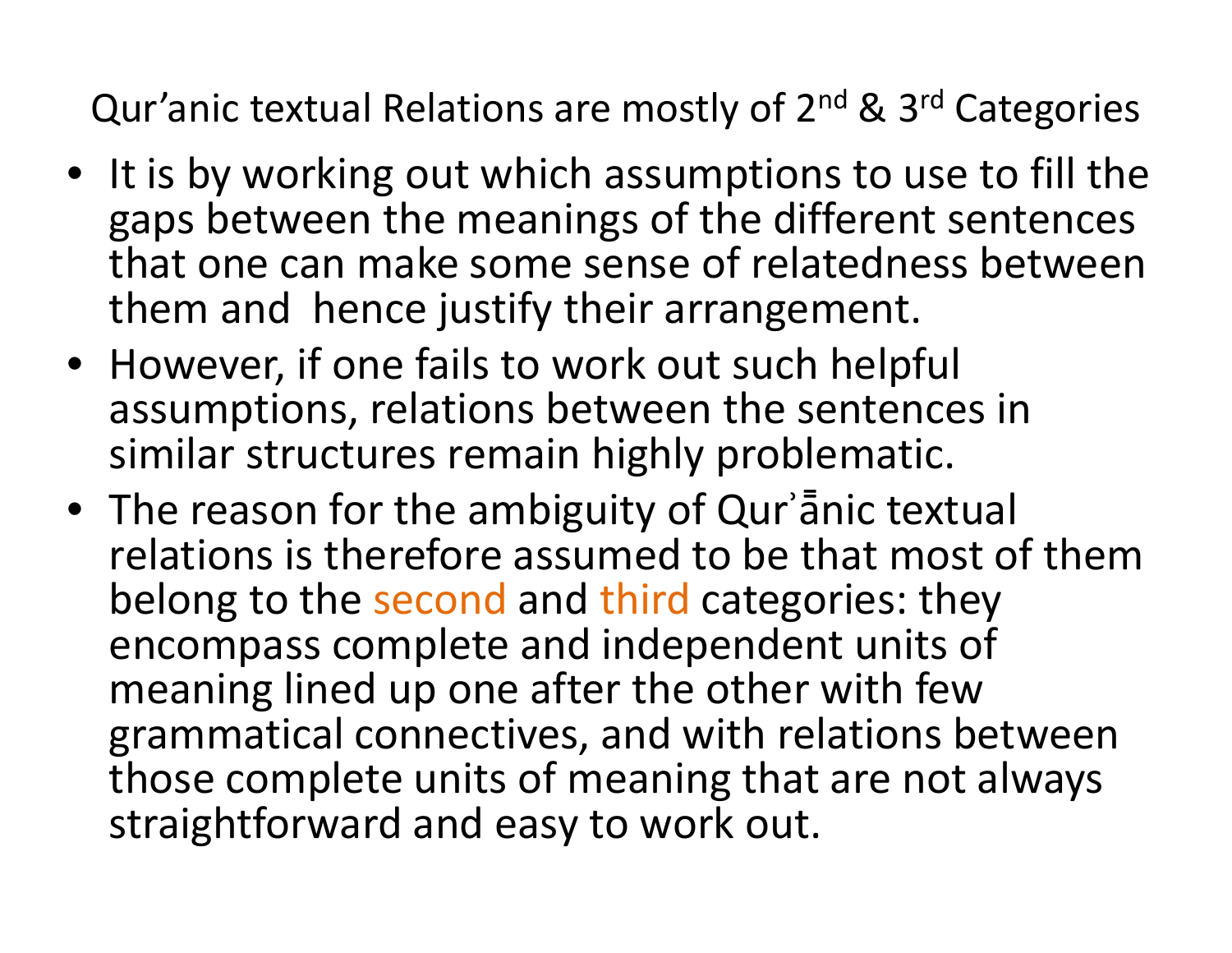# Qur'anic textual Relations are mostly of 2nd & 3rd Categories

- It is by working out which assumptions to use to fill the gaps between the meanings of the different sentences that one can make some sense of relatedness between them and hence justify their arrangement.
- However, if one fails to work out such helpful assumptions, relations between the sentences in similar structures remain highly problematic.
- The reason for the ambiguity of Qurʾānic textual relations is therefore assumed to be that most of them belong to the second and third categories: they encompass complete and independent units of meaning lined up one after the other with few grammatical connectives, and with relations between those complete units of meaning that are not always straightforward and easy to work out.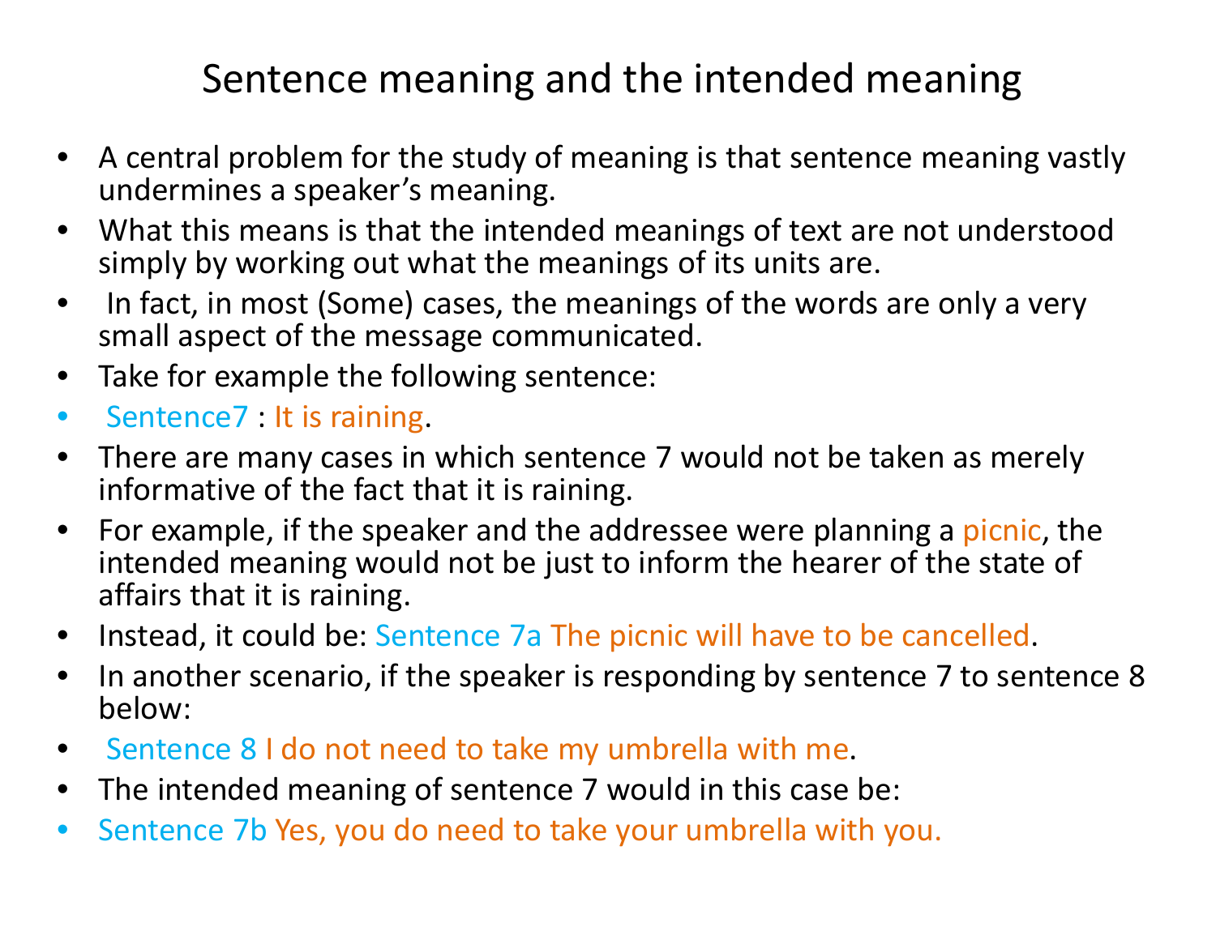# Sentence meaning and the intended meaning

- A central problem for the study of meaning is that sentence meaning vastly undermines a speaker's meaning.
- What this means is that the intended meanings of text are not understood simply by working out what the meanings of its units are.
- In fact, in most (Some) cases, the meanings of the words are only a very small aspect of the message communicated.
- Take for example the following sentence:
- Sentence7 : It is raining.
- There are many cases in which sentence 7 would not be taken as merely informative of the fact that it is raining.
- For example, if the speaker and the addressee were planning a picnic, the intended meaning would not be just to inform the hearer of the state of affairs that it is raining.
- Instead, it could be: Sentence 7a The picnic will have to be cancelled.
- In another scenario, if the speaker is responding by sentence 7 to sentence 8 below:
- Sentence 8 I do not need to take my umbrella with me.
- The intended meaning of sentence 7 would in this case be:
- Sentence 7b Yes, you do need to take your umbrella with you.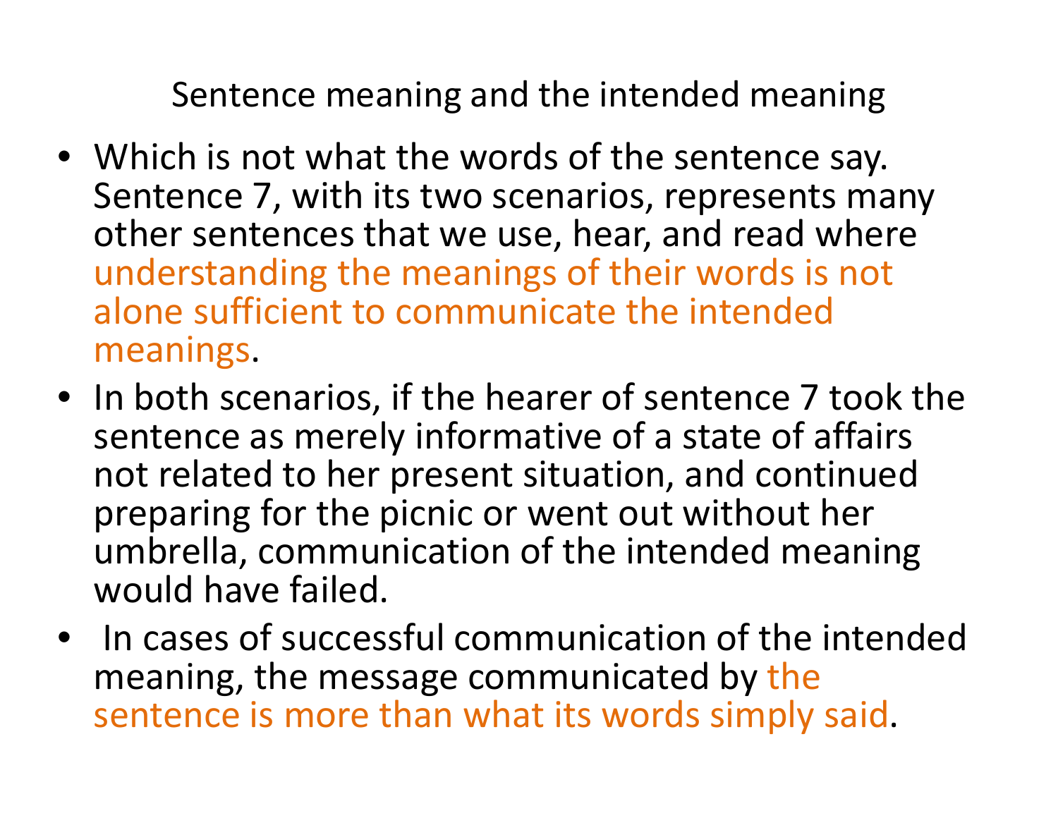# Sentence meaning and the intended meaning

- Which is not what the words of the sentence say. Sentence 7, with its two scenarios, represents many other sentences that we use, hear, and read where understanding the meanings of their words is not alone sufficient to communicate the intended meanings.
- In both scenarios, if the hearer of sentence 7 took the sentence as merely informative of a state of affairs not related to her present situation, and continued preparing for the picnic or went out without her umbrella, communication of the intended meaning would have failed.
- In cases of successful communication of the intended meaning, the message communicated by the sentence is more than what its words simply said.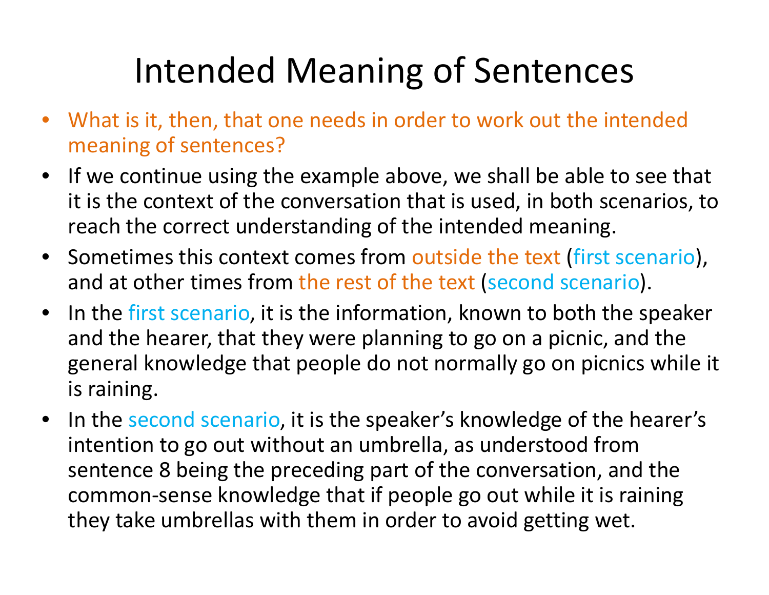# Intended Meaning of Sentences

- What is it, then, that one needs in order to work out the intended meaning of sentences?
- If we continue using the example above, we shall be able to see that it is the context of the conversation that is used, in both scenarios, to reach the correct understanding of the intended meaning.
- Sometimes this context comes from outside the text (first scenario), and at other times from the rest of the text (second scenario).
- In the first scenario, it is the information, known to both the speaker and the hearer, that they were planning to go on a picnic, and the general knowledge that people do not normally go on picnics while it is raining.
- In the second scenario, it is the speaker's knowledge of the hearer's intention to go out without an umbrella, as understood from sentence 8 being the preceding part of the conversation, and the common-sense knowledge that if people go out while it is raining they take umbrellas with them in order to avoid getting wet.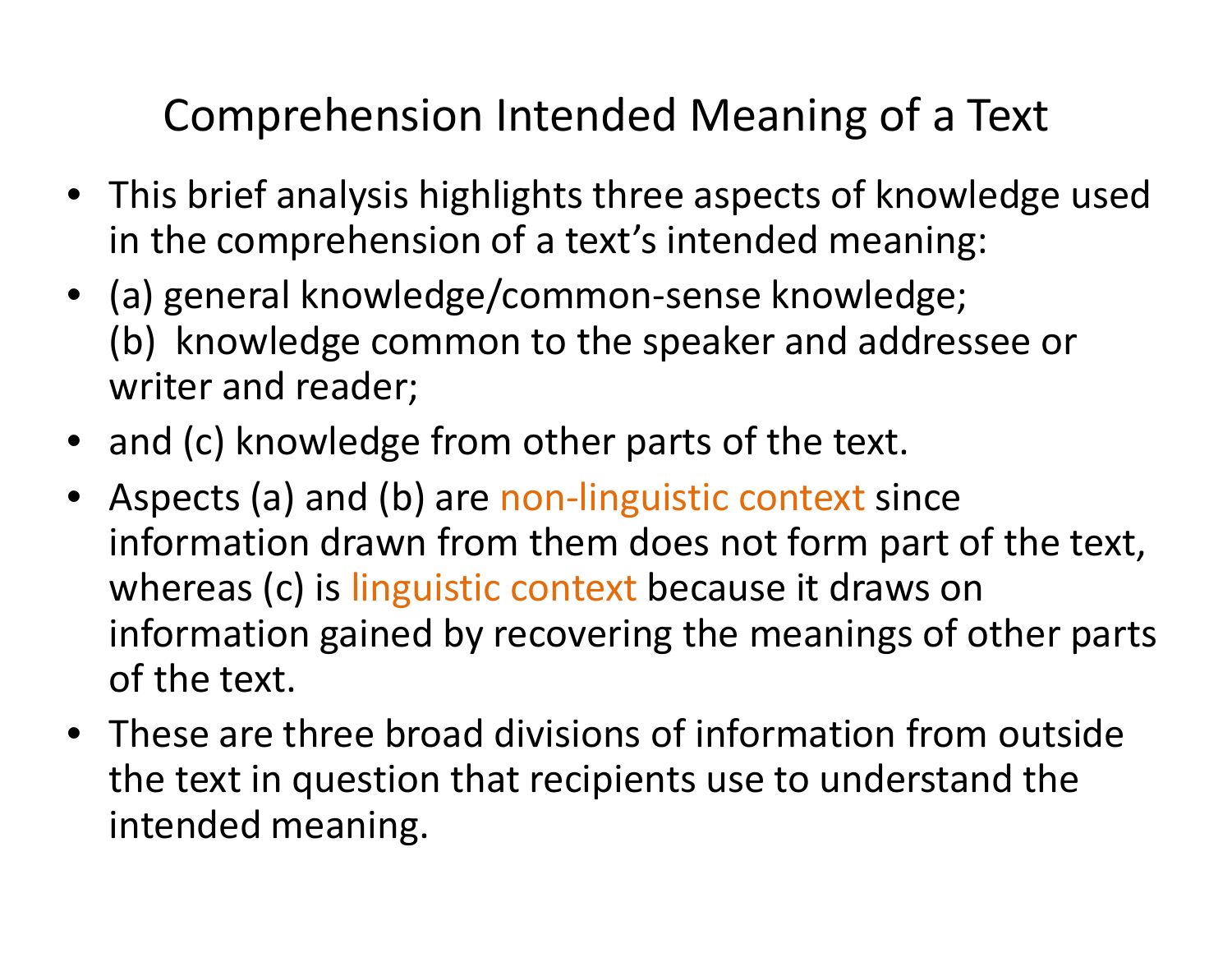# Comprehension Intended Meaning of a Text

- This brief analysis highlights three aspects of knowledge used in the comprehension of a text's intended meaning:
- (a) general knowledge/common-sense knowledge;
  (b) knowledge common to the speaker and addressee or writer and reader;
- and (c) knowledge from other parts of the text.
- Aspects (a) and (b) are non-linguistic context since information drawn from them does not form part of the text, whereas (c) is linguistic context because it draws on information gained by recovering the meanings of other parts of the text.
- These are three broad divisions of information from outside the text in question that recipients use to understand the intended meaning.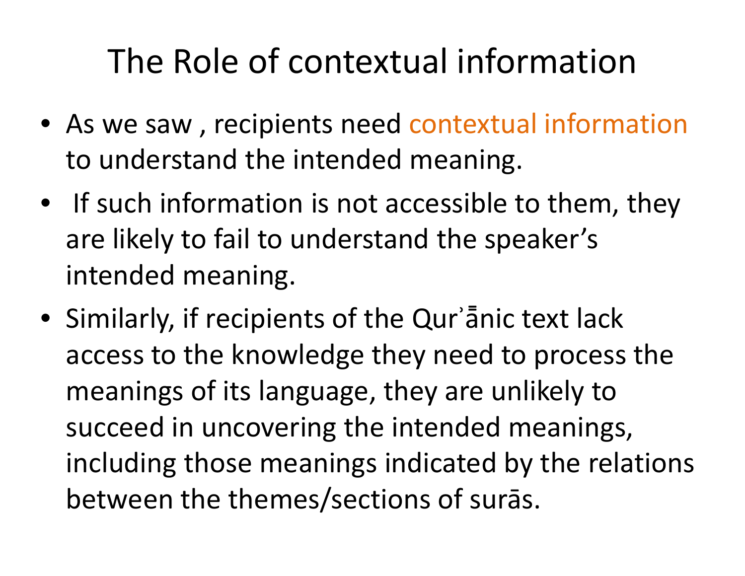# The Role of contextual information

- As we saw , recipients need contextual information to understand the intended meaning.
- If such information is not accessible to them, they are likely to fail to understand the speaker's intended meaning.
- Similarly, if recipients of the Qurʾānic text lack access to the knowledge they need to process the meanings of its language, they are unlikely to succeed in uncovering the intended meanings, including those meanings indicated by the relations between the themes/sections of surās.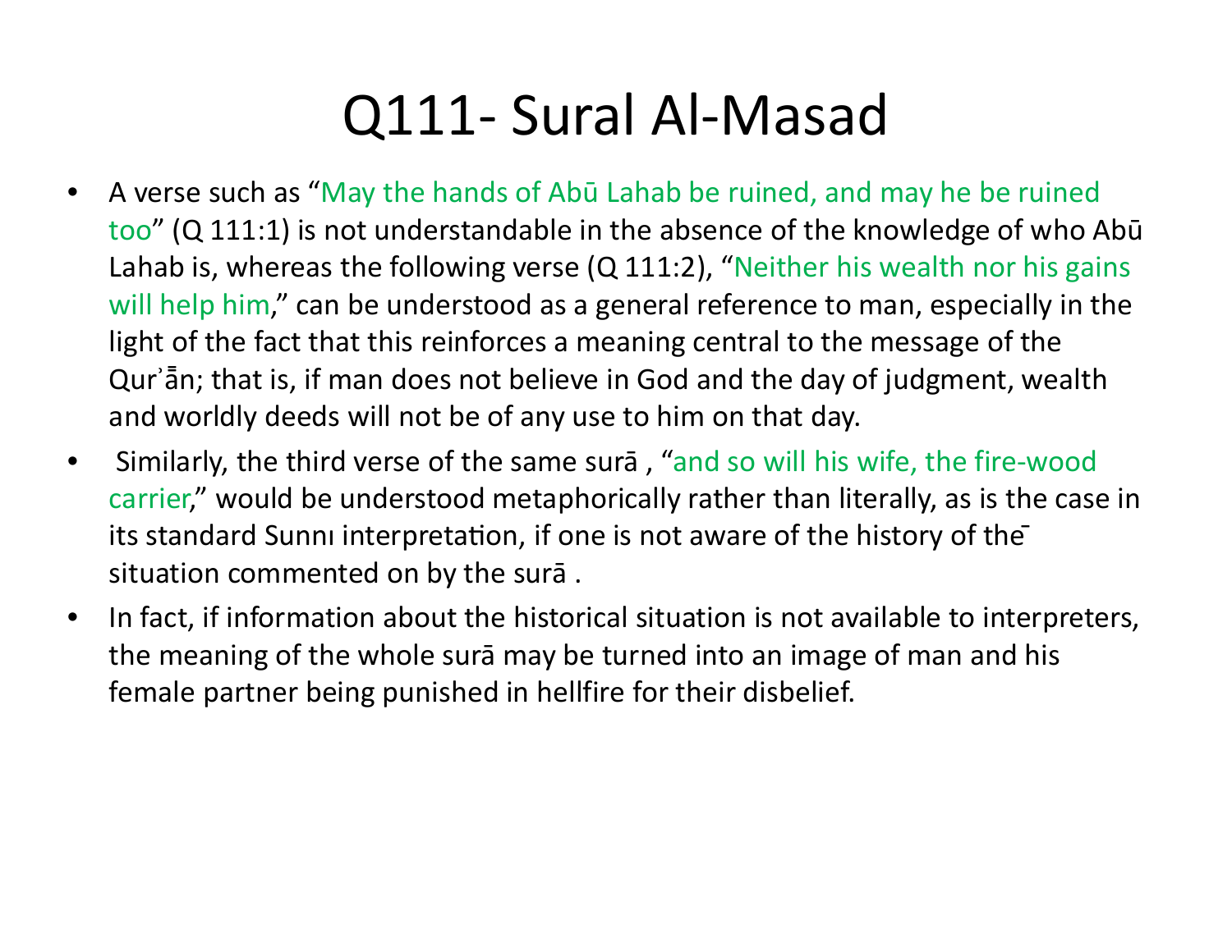# Q111- Sural Al-Masad

- A verse such as "May the hands of Abū Lahab be ruined, and may he be ruined too" (Q 111:1) is not understandable in the absence of the knowledge of who Abū Lahab is, whereas the following verse (Q 111:2), "Neither his wealth nor his gains will help him," can be understood as a general reference to man, especially in the light of the fact that this reinforces a meaning central to the message of the Qurʾā̄n; that is, if man does not believe in God and the day of judgment, wealth and worldly deeds will not be of any use to him on that day.
- Similarly, the third verse of the same surā , "and so will his wife, the fire-wood carrier," would be understood metaphorically rather than literally, as is the case in its standard Sunnı interpretation, if one is not aware of the history of the situation commented on by the surā .
- In fact, if information about the historical situation is not available to interpreters, the meaning of the whole surā may be turned into an image of man and his female partner being punished in hellfire for their disbelief.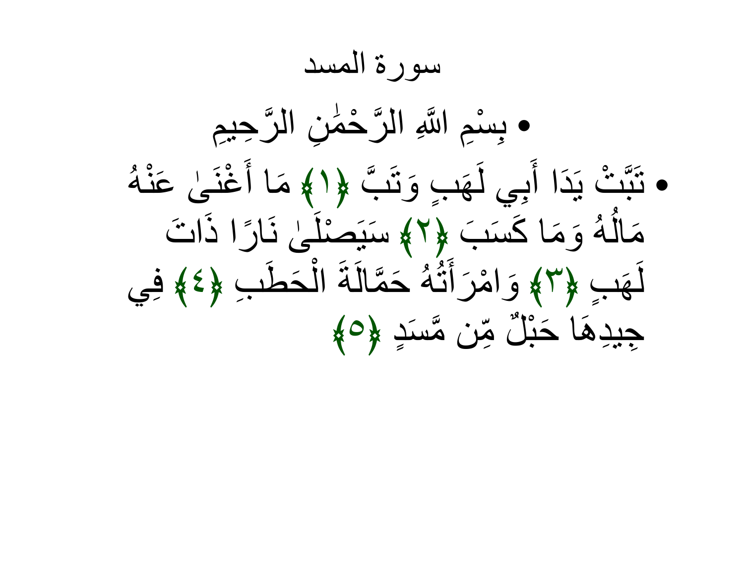# سورة المسد

- بِسْمِ اللَّهِ الرَّحْمَٰنِ الرَّحِيمِ
- تَبَّتْ يَدَا أَبِي لَهَبٍ وَتَبَّ ﴿١﴾ مَا أَغْنَىٰ عَنْهُ مَالُهُ وَمَا كَسَبَ ﴿٢﴾ سَيَصْلَىٰ نَارًا ذَاتَ لَهَبٍ ﴿٣﴾ وَامْرَأَتُهُ حَمَّالَةَ الْحَطَبِ ﴿٤﴾ فِي جِيدِهَا حَبْلٌ مِّن مَّسَدٍ ﴿٥﴾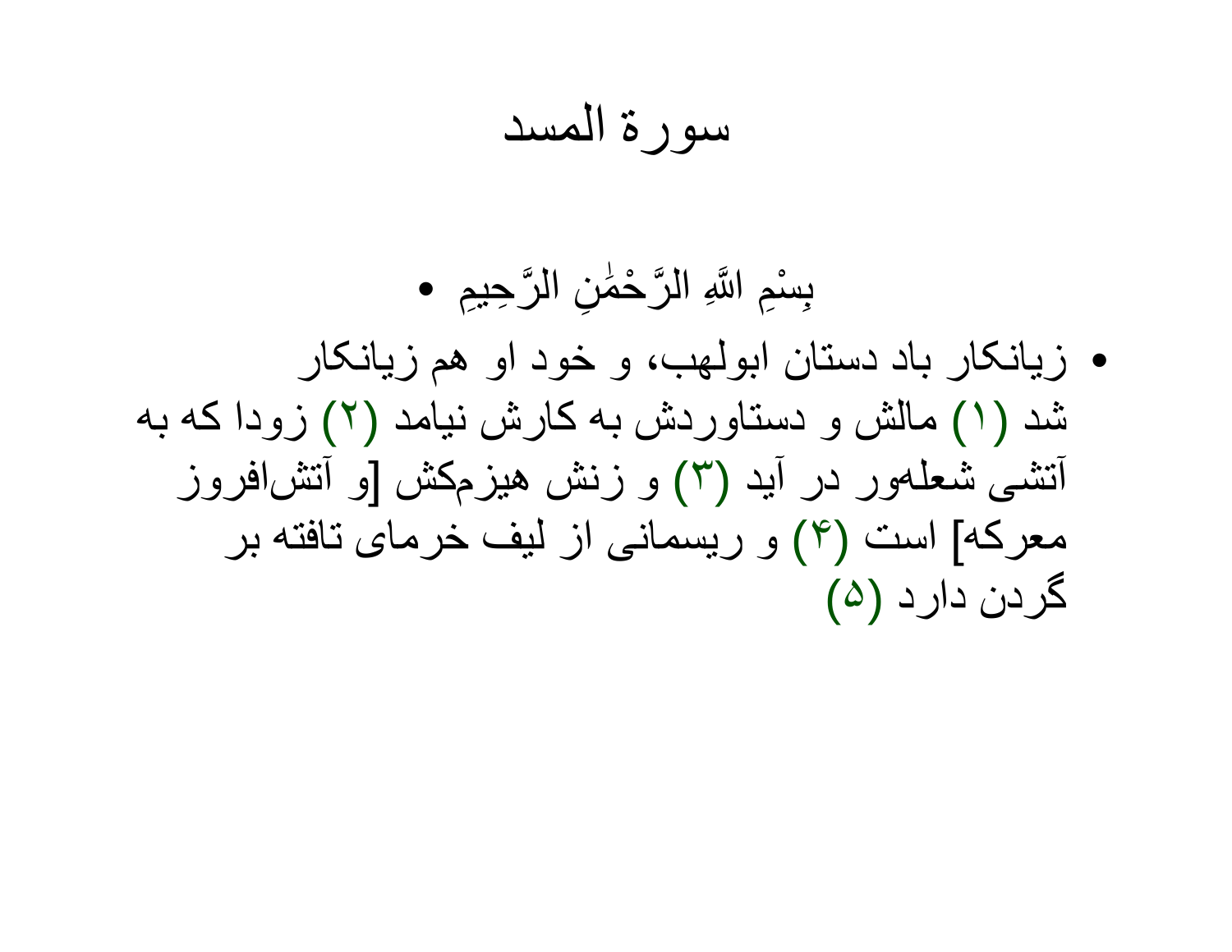# سورة المسد

- بِسْمِ اللَّهِ الرَّحْمَٰنِ الرَّحِيمِ
- زیانکار باد دستان ابولهب، و خود او هم زیانکار شد (۱) مالش و دستاوردش به کارش نیامد (۲) زودا که به آتشی شعله‌ور در آید (۳) و زنش هیزم‌کش [و آتش‌افروز معرکه] است (۴) و ریسمانی از لیف خرمای تافته بر گردن دارد (۵)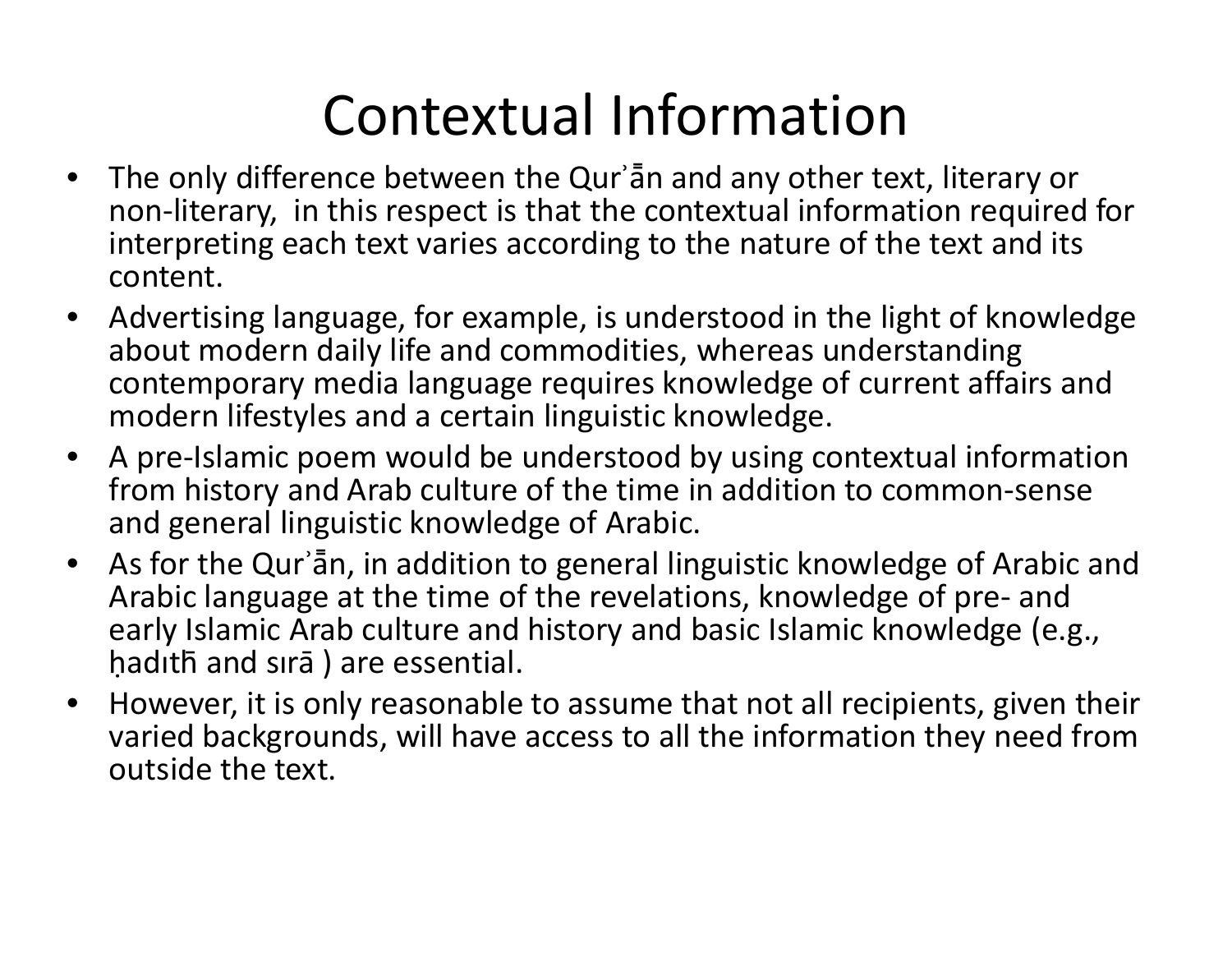# Contextual Information

- The only difference between the Qurʾān and any other text, literary or non-literary, in this respect is that the contextual information required for interpreting each text varies according to the nature of the text and its content.
- Advertising language, for example, is understood in the light of knowledge about modern daily life and commodities, whereas understanding contemporary media language requires knowledge of current affairs and modern lifestyles and a certain linguistic knowledge.
- A pre-Islamic poem would be understood by using contextual information from history and Arab culture of the time in addition to common-sense and general linguistic knowledge of Arabic.
- As for the Qurʾān, in addition to general linguistic knowledge of Arabic and Arabic language at the time of the revelations, knowledge of pre- and early Islamic Arab culture and history and basic Islamic knowledge (e.g., ḥadıth̄ and sırā ) are essential.
- However, it is only reasonable to assume that not all recipients, given their varied backgrounds, will have access to all the information they need from outside the text.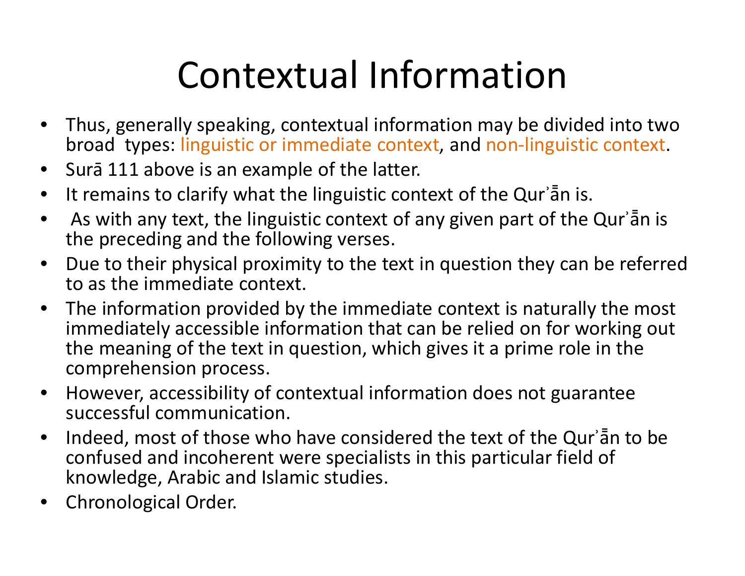# Contextual Information

- Thus, generally speaking, contextual information may be divided into two broad types: linguistic or immediate context, and non-linguistic context.
- Surā 111 above is an example of the latter.
- It remains to clarify what the linguistic context of the Qurʾā̄n is.
- As with any text, the linguistic context of any given part of the Qurʾā̄n is the preceding and the following verses.
- Due to their physical proximity to the text in question they can be referred to as the immediate context.
- The information provided by the immediate context is naturally the most immediately accessible information that can be relied on for working out the meaning of the text in question, which gives it a prime role in the comprehension process.
- However, accessibility of contextual information does not guarantee successful communication.
- Indeed, most of those who have considered the text of the Qurʾā̄n to be confused and incoherent were specialists in this particular field of knowledge, Arabic and Islamic studies.
- Chronological Order.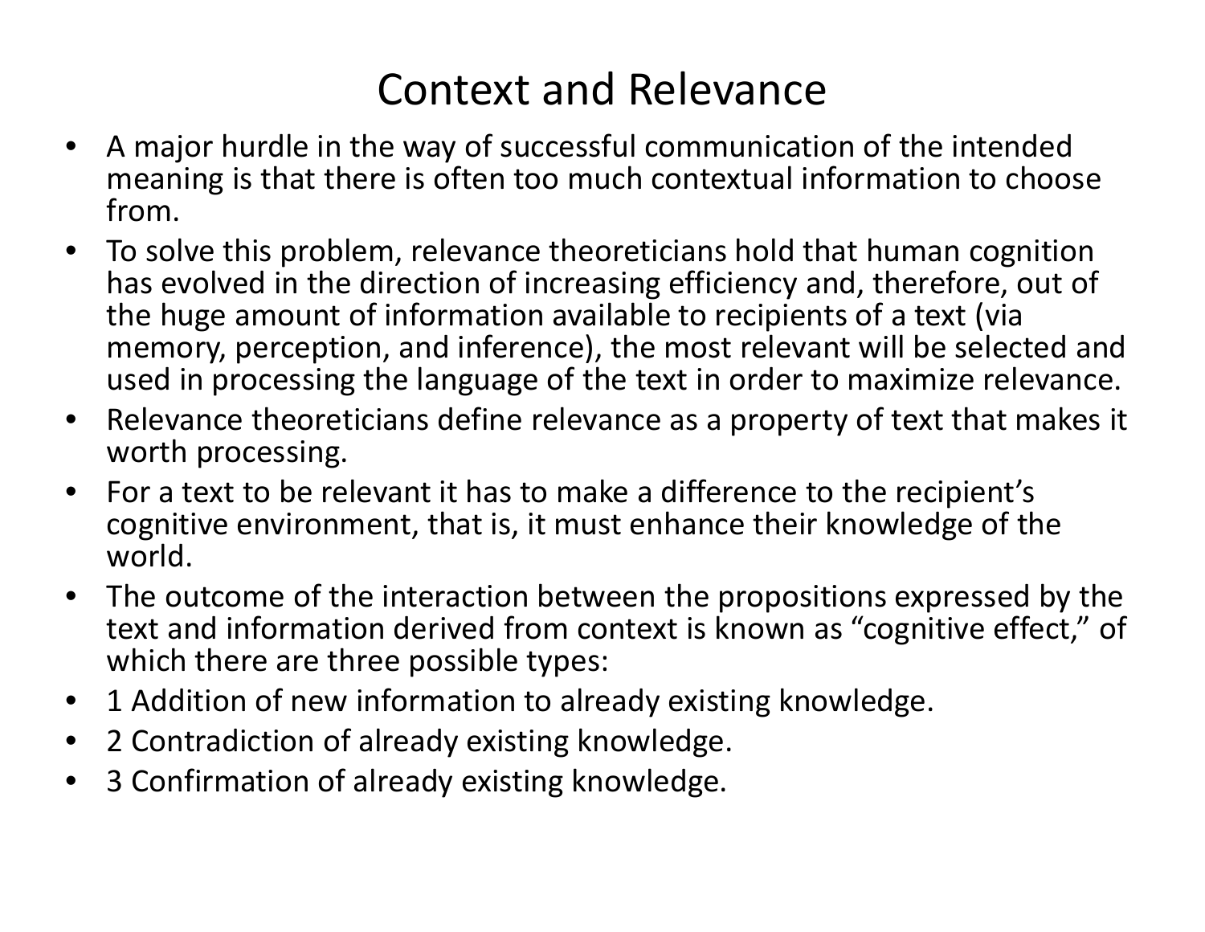# Context and Relevance

- A major hurdle in the way of successful communication of the intended meaning is that there is often too much contextual information to choose from.
- To solve this problem, relevance theoreticians hold that human cognition has evolved in the direction of increasing efficiency and, therefore, out of the huge amount of information available to recipients of a text (via memory, perception, and inference), the most relevant will be selected and used in processing the language of the text in order to maximize relevance.
- Relevance theoreticians define relevance as a property of text that makes it worth processing.
- For a text to be relevant it has to make a difference to the recipient's cognitive environment, that is, it must enhance their knowledge of the world.
- The outcome of the interaction between the propositions expressed by the text and information derived from context is known as "cognitive effect," of which there are three possible types:
- 1 Addition of new information to already existing knowledge.
- 2 Contradiction of already existing knowledge.
- 3 Confirmation of already existing knowledge.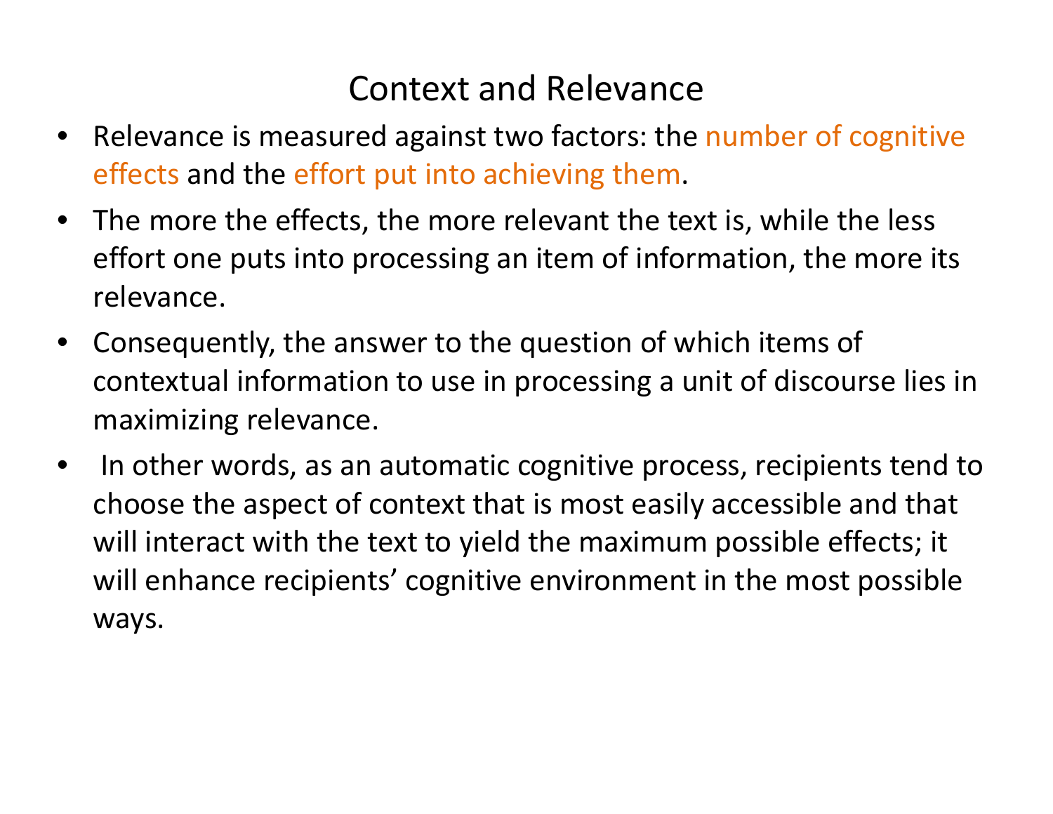# Context and Relevance

- Relevance is measured against two factors: the number of cognitive effects and the effort put into achieving them.
- The more the effects, the more relevant the text is, while the less effort one puts into processing an item of information, the more its relevance.
- Consequently, the answer to the question of which items of contextual information to use in processing a unit of discourse lies in maximizing relevance.
- In other words, as an automatic cognitive process, recipients tend to choose the aspect of context that is most easily accessible and that will interact with the text to yield the maximum possible effects; it will enhance recipients' cognitive environment in the most possible ways.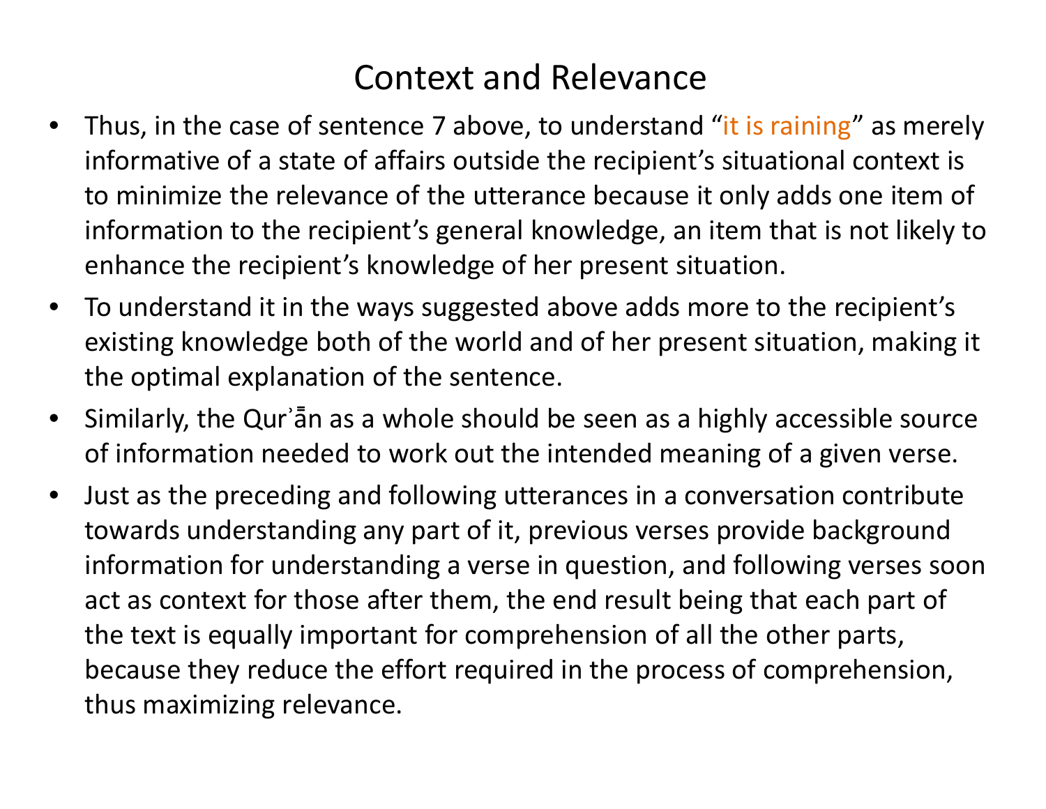# Context and Relevance

- Thus, in the case of sentence 7 above, to understand "it is raining" as merely informative of a state of affairs outside the recipient's situational context is to minimize the relevance of the utterance because it only adds one item of information to the recipient's general knowledge, an item that is not likely to enhance the recipient's knowledge of her present situation.
- To understand it in the ways suggested above adds more to the recipient's existing knowledge both of the world and of her present situation, making it the optimal explanation of the sentence.
- Similarly, the Qurʾān as a whole should be seen as a highly accessible source of information needed to work out the intended meaning of a given verse.
- Just as the preceding and following utterances in a conversation contribute towards understanding any part of it, previous verses provide background information for understanding a verse in question, and following verses soon act as context for those after them, the end result being that each part of the text is equally important for comprehension of all the other parts, because they reduce the effort required in the process of comprehension, thus maximizing relevance.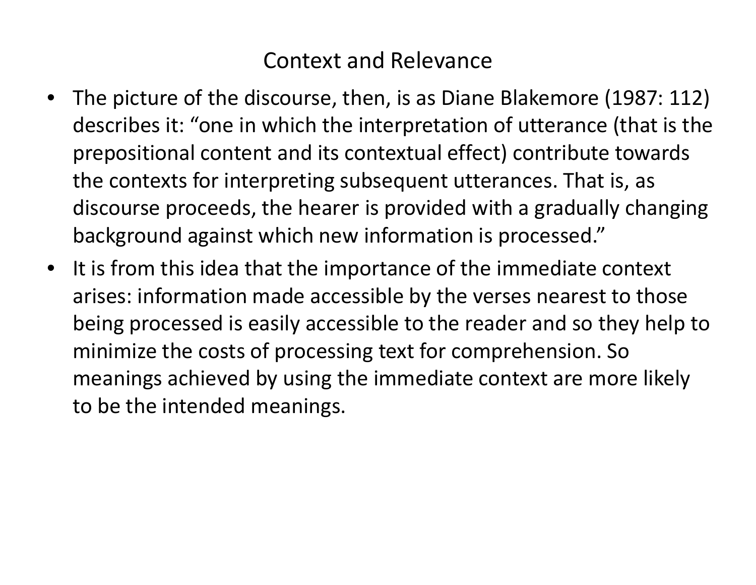# Context and Relevance

- The picture of the discourse, then, is as Diane Blakemore (1987: 112) describes it: "one in which the interpretation of utterance (that is the prepositional content and its contextual effect) contribute towards the contexts for interpreting subsequent utterances. That is, as discourse proceeds, the hearer is provided with a gradually changing background against which new information is processed."
- It is from this idea that the importance of the immediate context arises: information made accessible by the verses nearest to those being processed is easily accessible to the reader and so they help to minimize the costs of processing text for comprehension. So meanings achieved by using the immediate context are more likely to be the intended meanings.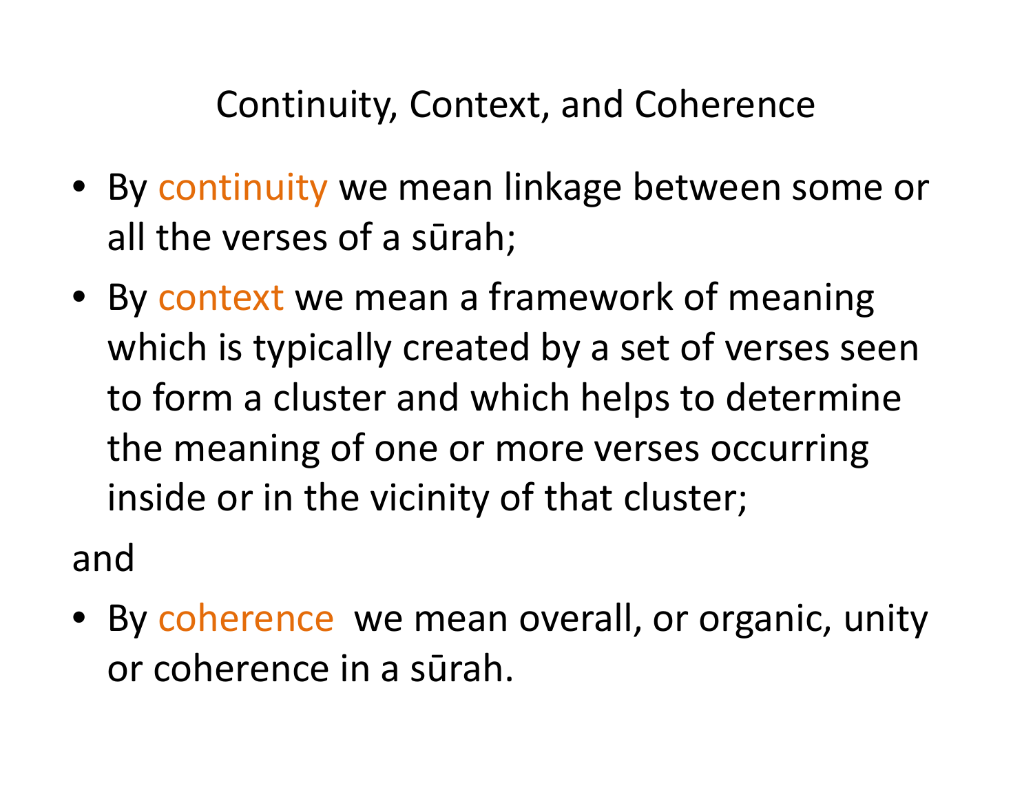# Continuity, Context, and Coherence

- By continuity we mean linkage between some or all the verses of a sūrah;
- By context we mean a framework of meaning which is typically created by a set of verses seen to form a cluster and which helps to determine the meaning of one or more verses occurring inside or in the vicinity of that cluster;

and

- By coherence we mean overall, or organic, unity or coherence in a sūrah.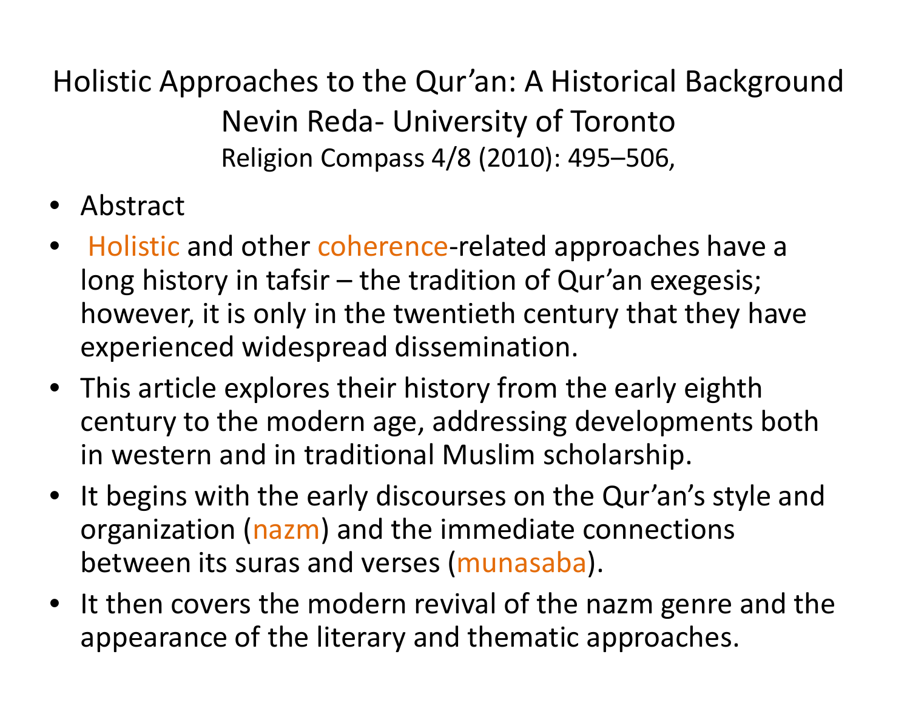# Holistic Approaches to the Qur’an: A Historical Background

Nevin Reda- University of Toronto

Religion Compass 4/8 (2010): 495–506,

- Abstract
- Holistic and other coherence-related approaches have a long history in tafsir – the tradition of Qur’an exegesis; however, it is only in the twentieth century that they have experienced widespread dissemination.
- This article explores their history from the early eighth century to the modern age, addressing developments both in western and in traditional Muslim scholarship.
- It begins with the early discourses on the Qur’an’s style and organization (nazm) and the immediate connections between its suras and verses (munasaba).
- It then covers the modern revival of the nazm genre and the appearance of the literary and thematic approaches.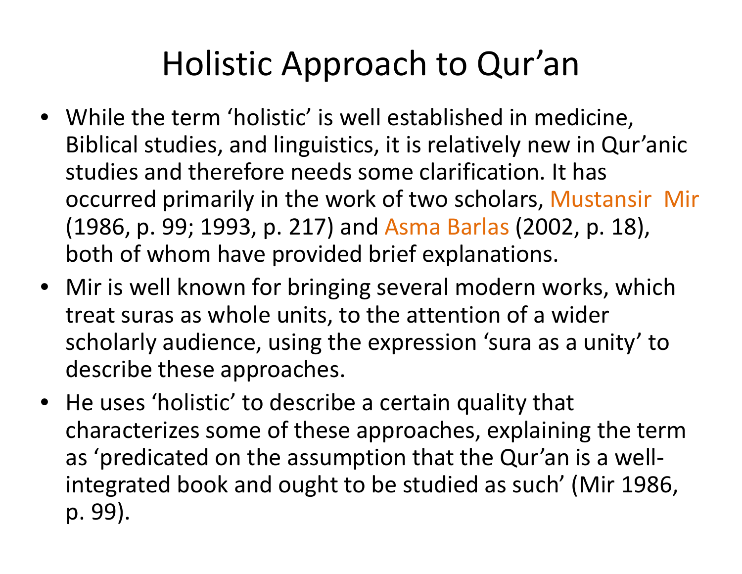# Holistic Approach to Qur'an

- While the term 'holistic' is well established in medicine, Biblical studies, and linguistics, it is relatively new in Qur'anic studies and therefore needs some clarification. It has occurred primarily in the work of two scholars, Mustansir Mir (1986, p. 99; 1993, p. 217) and Asma Barlas (2002, p. 18), both of whom have provided brief explanations.
- Mir is well known for bringing several modern works, which treat suras as whole units, to the attention of a wider scholarly audience, using the expression 'sura as a unity' to describe these approaches.
- He uses 'holistic' to describe a certain quality that characterizes some of these approaches, explaining the term as 'predicated on the assumption that the Qur'an is a well-integrated book and ought to be studied as such' (Mir 1986, p. 99).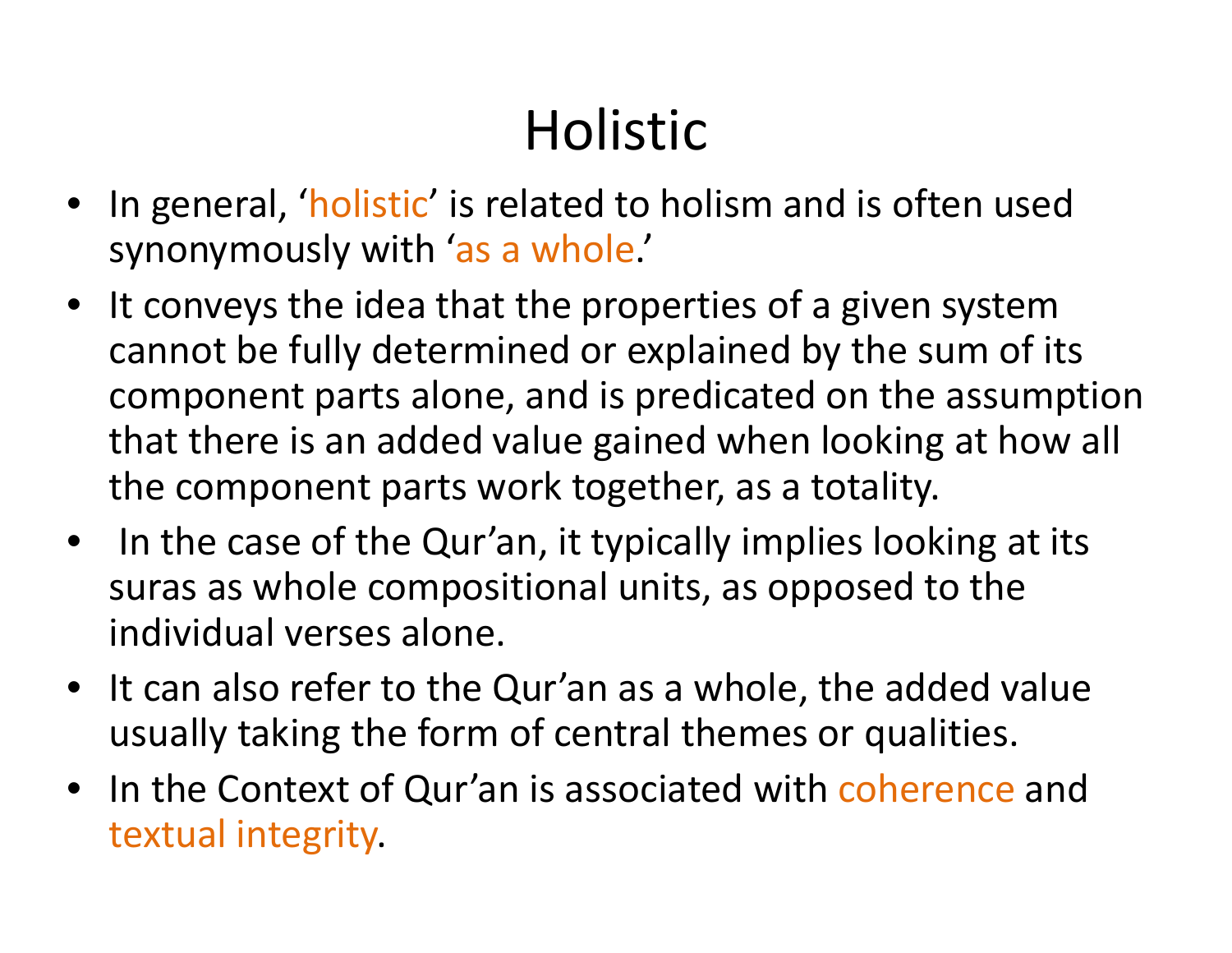# Holistic

- In general, ‘holistic’ is related to holism and is often used synonymously with ‘as a whole.’
- It conveys the idea that the properties of a given system cannot be fully determined or explained by the sum of its component parts alone, and is predicated on the assumption that there is an added value gained when looking at how all the component parts work together, as a totality.
- In the case of the Qur’an, it typically implies looking at its suras as whole compositional units, as opposed to the individual verses alone.
- It can also refer to the Qur’an as a whole, the added value usually taking the form of central themes or qualities.
- In the Context of Qur’an is associated with coherence and textual integrity.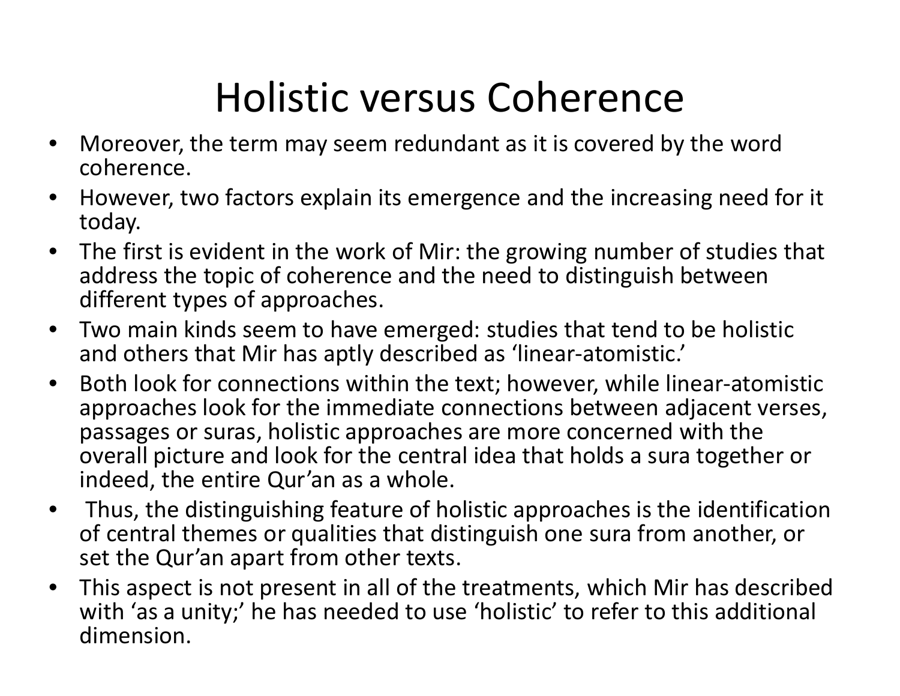# Holistic versus Coherence

- Moreover, the term may seem redundant as it is covered by the word coherence.
- However, two factors explain its emergence and the increasing need for it today.
- The first is evident in the work of Mir: the growing number of studies that address the topic of coherence and the need to distinguish between different types of approaches.
- Two main kinds seem to have emerged: studies that tend to be holistic and others that Mir has aptly described as 'linear-atomistic.'
- Both look for connections within the text; however, while linear-atomistic approaches look for the immediate connections between adjacent verses, passages or suras, holistic approaches are more concerned with the overall picture and look for the central idea that holds a sura together or indeed, the entire Qur'an as a whole.
- Thus, the distinguishing feature of holistic approaches is the identification of central themes or qualities that distinguish one sura from another, or set the Qur'an apart from other texts.
- This aspect is not present in all of the treatments, which Mir has described with 'as a unity;' he has needed to use 'holistic' to refer to this additional dimension.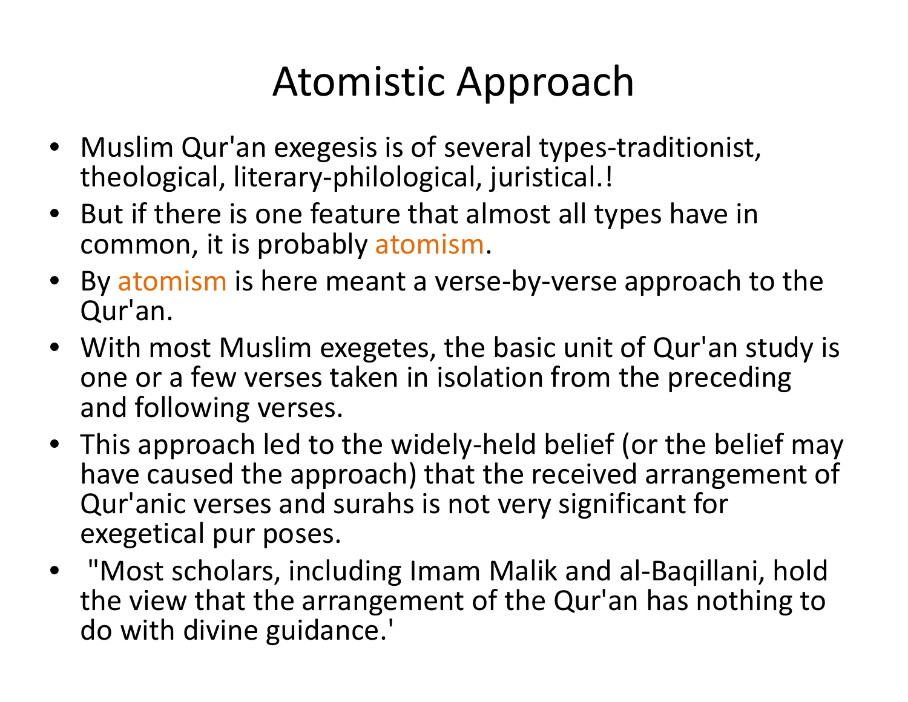# Atomistic Approach

- Muslim Qur'an exegesis is of several types-traditionist, theological, literary-philological, juristical.!
- But if there is one feature that almost all types have in common, it is probably atomism.
- By atomism is here meant a verse-by-verse approach to the Qur'an.
- With most Muslim exegetes, the basic unit of Qur'an study is one or a few verses taken in isolation from the preceding and following verses.
- This approach led to the widely-held belief (or the belief may have caused the approach) that the received arrangement of Qur'anic verses and surahs is not very significant for exegetical pur poses.
- "Most scholars, including Imam Malik and al-Baqillani, hold the view that the arrangement of the Qur'an has nothing to do with divine guidance.'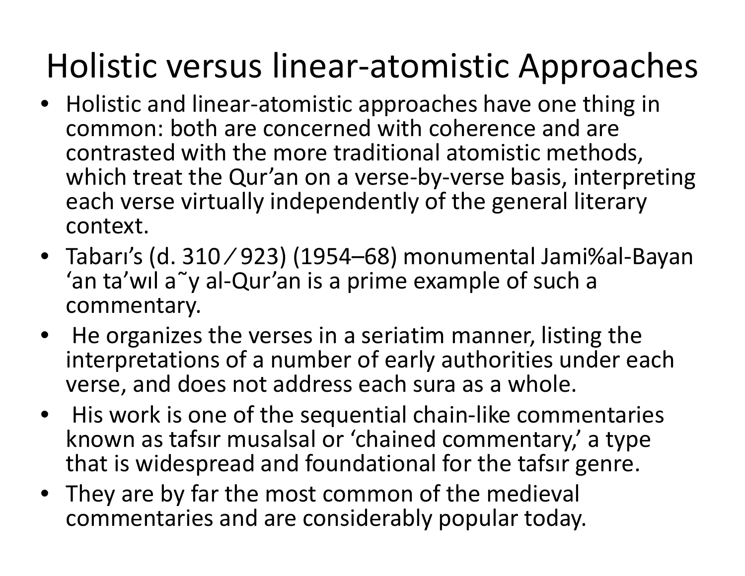# Holistic versus linear-atomistic Approaches

- Holistic and linear-atomistic approaches have one thing in common: both are concerned with coherence and are contrasted with the more traditional atomistic methods, which treat the Qur'an on a verse-by-verse basis, interpreting each verse virtually independently of the general literary context.
- Tabarı's (d. 310 ⁄ 923) (1954–68) monumental Jami%al-Bayan 'an ta'wıl a˜y al-Qur'an is a prime example of such a commentary.
- He organizes the verses in a seriatim manner, listing the interpretations of a number of early authorities under each verse, and does not address each sura as a whole.
- His work is one of the sequential chain-like commentaries known as tafsır musalsal or 'chained commentary,' a type that is widespread and foundational for the tafsır genre.
- They are by far the most common of the medieval commentaries and are considerably popular today.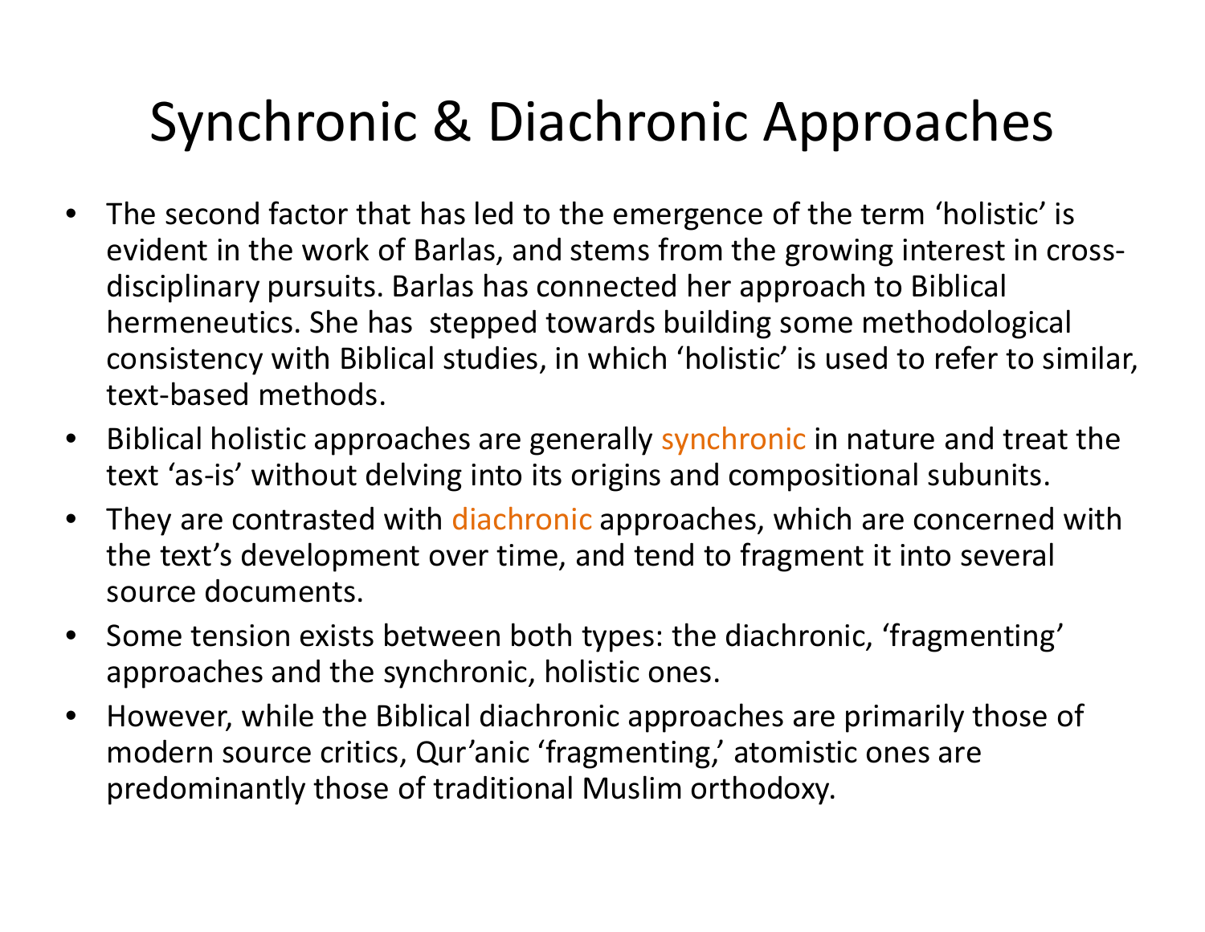# Synchronic & Diachronic Approaches

- The second factor that has led to the emergence of the term 'holistic' is evident in the work of Barlas, and stems from the growing interest in cross-disciplinary pursuits. Barlas has connected her approach to Biblical hermeneutics. She has stepped towards building some methodological consistency with Biblical studies, in which 'holistic' is used to refer to similar, text-based methods.
- Biblical holistic approaches are generally synchronic in nature and treat the text 'as-is' without delving into its origins and compositional subunits.
- They are contrasted with diachronic approaches, which are concerned with the text's development over time, and tend to fragment it into several source documents.
- Some tension exists between both types: the diachronic, 'fragmenting' approaches and the synchronic, holistic ones.
- However, while the Biblical diachronic approaches are primarily those of modern source critics, Qur'anic 'fragmenting,' atomistic ones are predominantly those of traditional Muslim orthodoxy.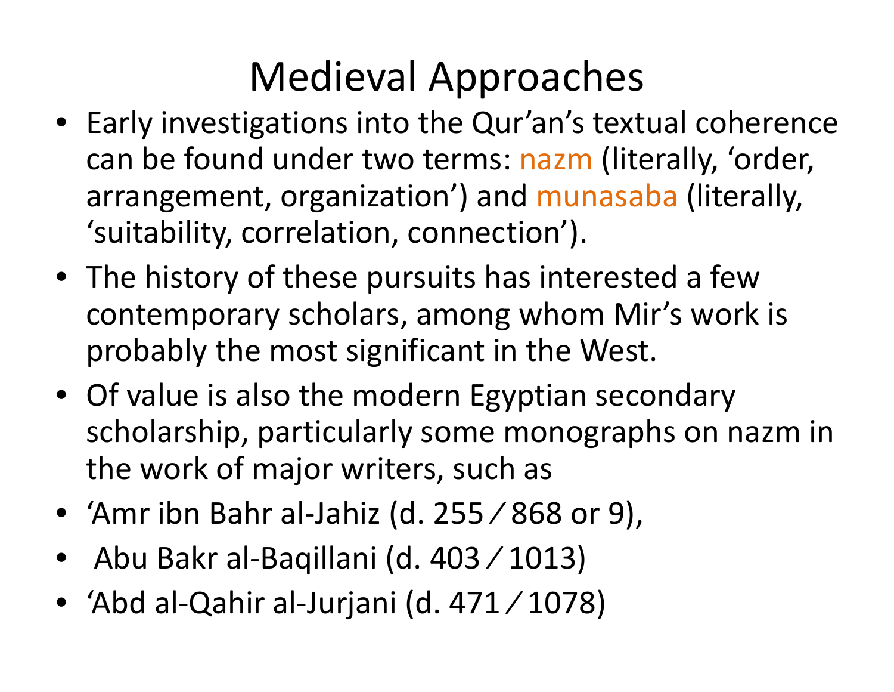# Medieval Approaches

- Early investigations into the Qur'an's textual coherence can be found under two terms: nazm (literally, 'order, arrangement, organization') and munasaba (literally, 'suitability, correlation, connection').
- The history of these pursuits has interested a few contemporary scholars, among whom Mir's work is probably the most significant in the West.
- Of value is also the modern Egyptian secondary scholarship, particularly some monographs on nazm in the work of major writers, such as
- 'Amr ibn Bahr al-Jahiz (d. 255 ⁄ 868 or 9),
- Abu Bakr al-Baqillani (d. 403 ⁄ 1013)
- 'Abd al-Qahir al-Jurjani (d. 471 ⁄ 1078)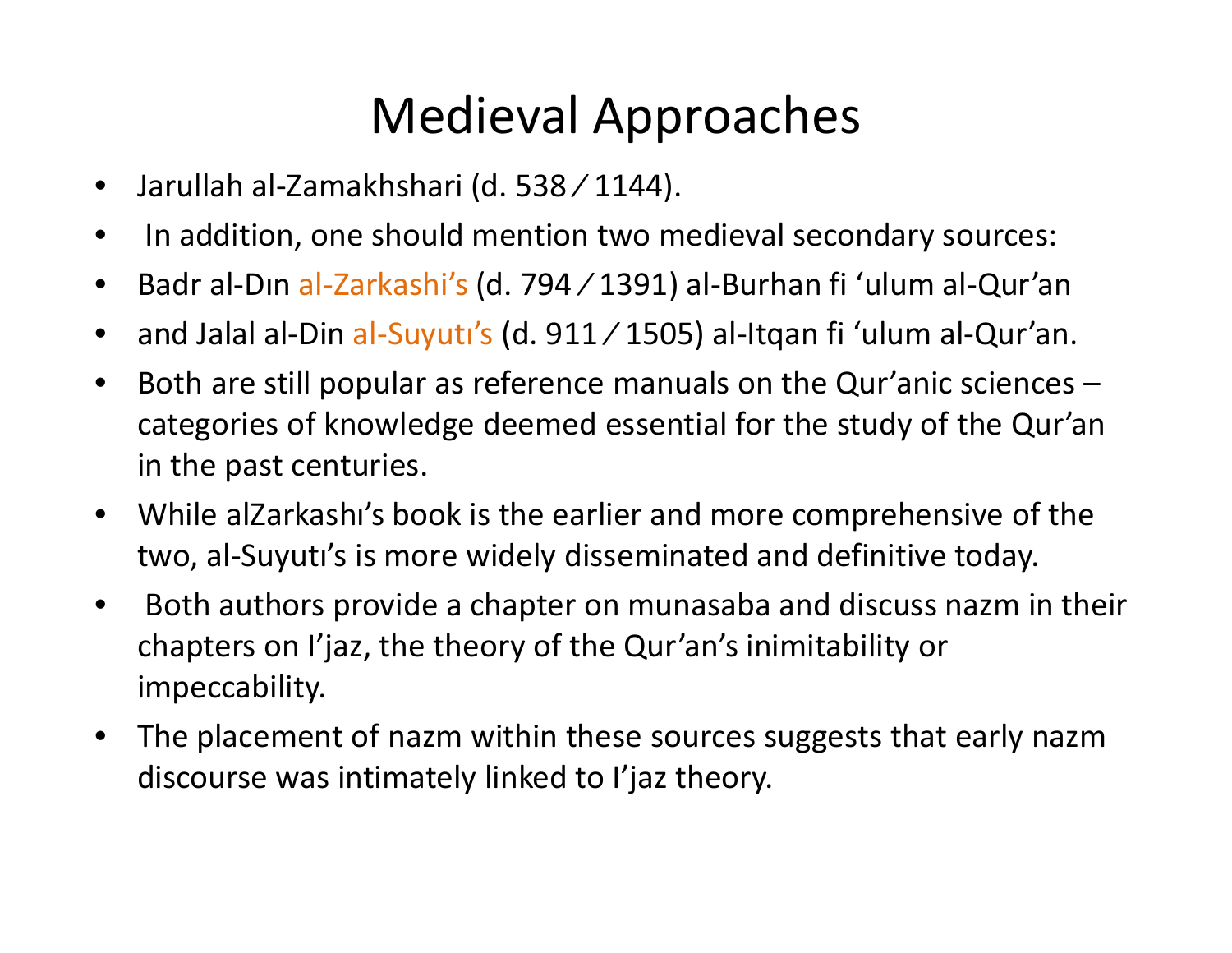# Medieval Approaches

- Jarullah al-Zamakhshari (d. 538 ⁄ 1144).
- In addition, one should mention two medieval secondary sources:
- Badr al-Dın al-Zarkashi's (d. 794 ⁄ 1391) al-Burhan fi 'ulum al-Qur'an
- and Jalal al-Din al-Suyutı's (d. 911 ⁄ 1505) al-Itqan fi 'ulum al-Qur'an.
- Both are still popular as reference manuals on the Qur'anic sciences – categories of knowledge deemed essential for the study of the Qur'an in the past centuries.
- While alZarkashı's book is the earlier and more comprehensive of the two, al-Suyutı's is more widely disseminated and definitive today.
- Both authors provide a chapter on munasaba and discuss nazm in their chapters on I'jaz, the theory of the Qur'an's inimitability or impeccability.
- The placement of nazm within these sources suggests that early nazm discourse was intimately linked to I'jaz theory.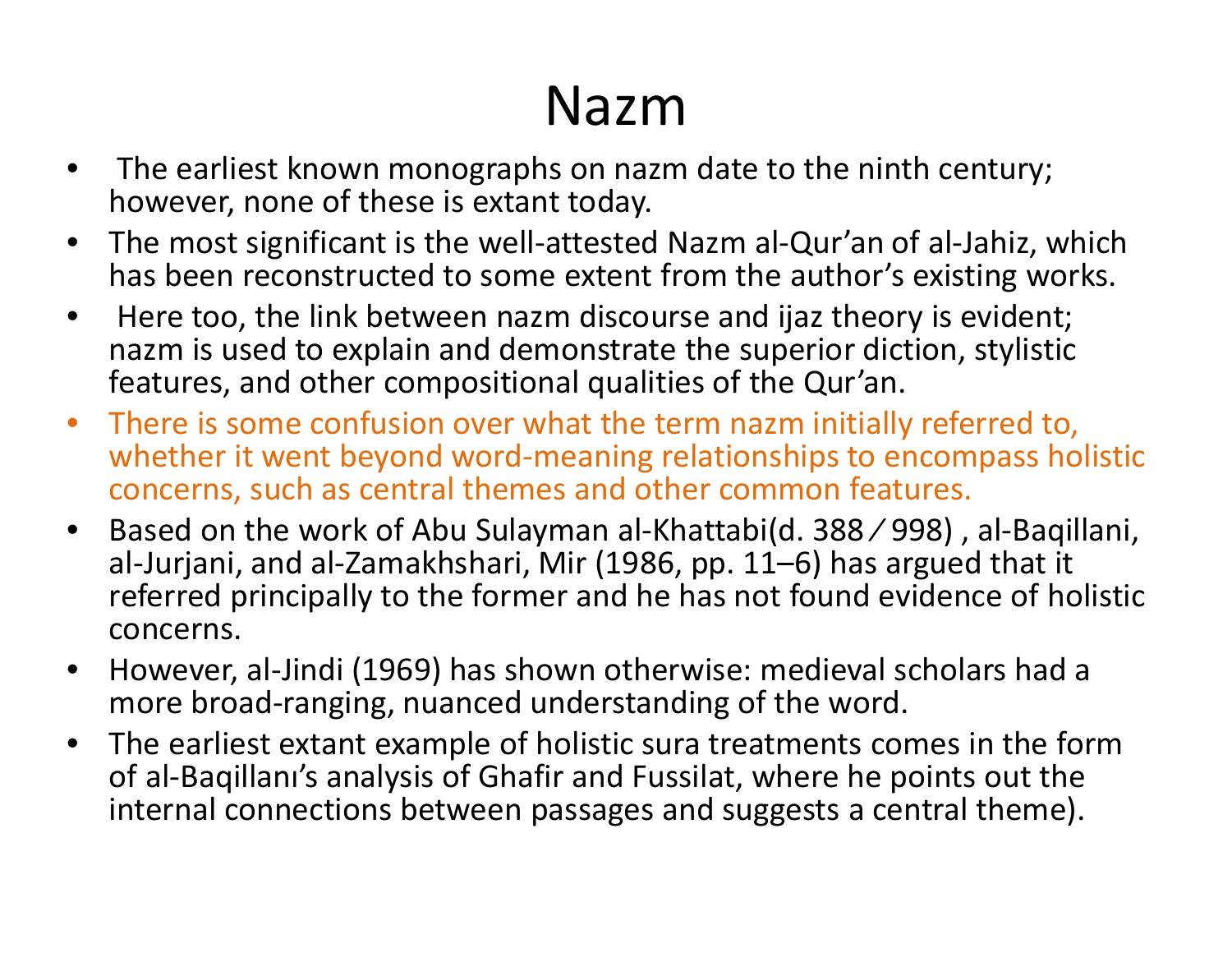# Nazm

- The earliest known monographs on nazm date to the ninth century; however, none of these is extant today.
- The most significant is the well-attested Nazm al-Qur'an of al-Jahiz, which has been reconstructed to some extent from the author's existing works.
- Here too, the link between nazm discourse and ijaz theory is evident; nazm is used to explain and demonstrate the superior diction, stylistic features, and other compositional qualities of the Qur'an.
- There is some confusion over what the term nazm initially referred to, whether it went beyond word-meaning relationships to encompass holistic concerns, such as central themes and other common features.
- Based on the work of Abu Sulayman al-Khattabi(d. 388 ⁄ 998) , al-Baqillani, al-Jurjani, and al-Zamakhshari, Mir (1986, pp. 11–6) has argued that it referred principally to the former and he has not found evidence of holistic concerns.
- However, al-Jindi (1969) has shown otherwise: medieval scholars had a more broad-ranging, nuanced understanding of the word.
- The earliest extant example of holistic sura treatments comes in the form of al-Baqillanı's analysis of Ghafir and Fussilat, where he points out the internal connections between passages and suggests a central theme).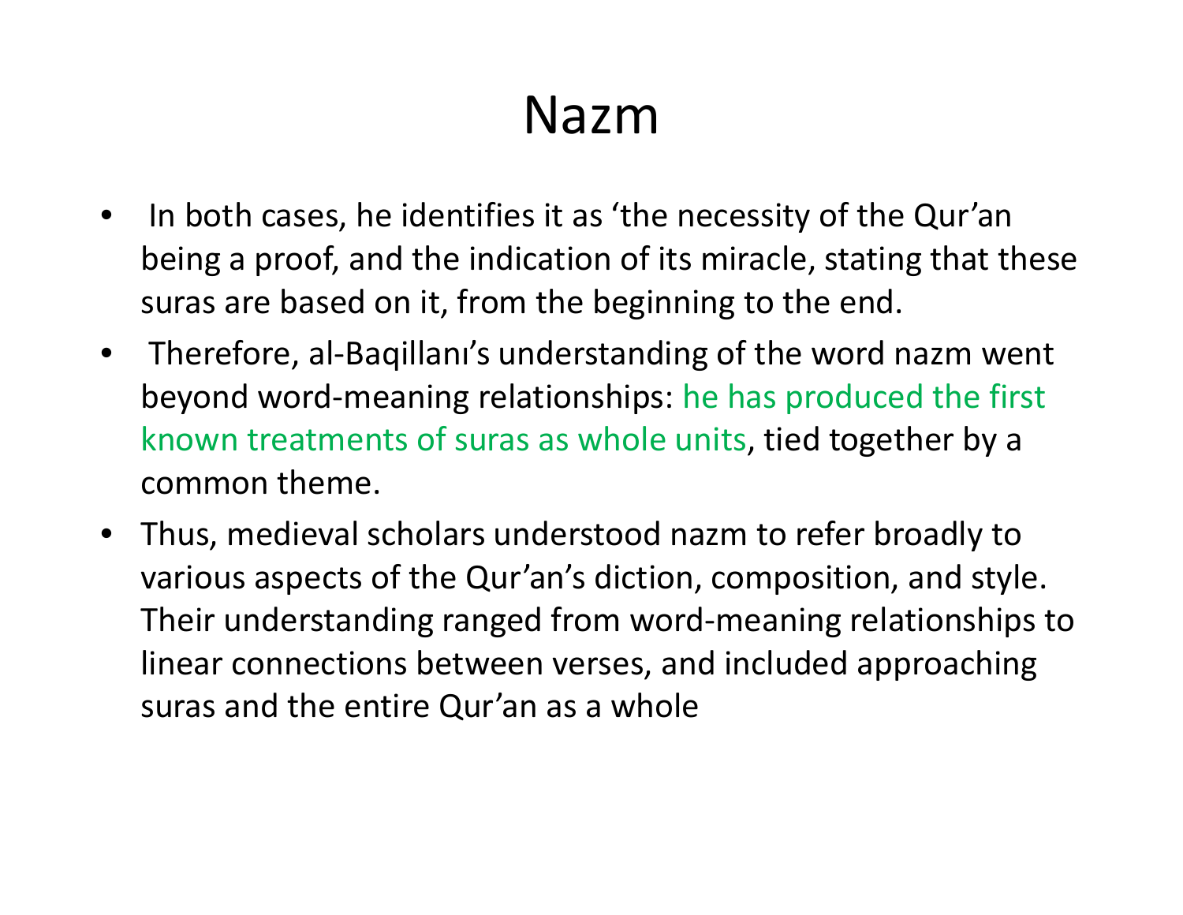# Nazm

- In both cases, he identifies it as ‘the necessity of the Qur’an being a proof, and the indication of its miracle, stating that these suras are based on it, from the beginning to the end.
- Therefore, al-Baqillanı’s understanding of the word nazm went beyond word-meaning relationships: he has produced the first known treatments of suras as whole units, tied together by a common theme.
- Thus, medieval scholars understood nazm to refer broadly to various aspects of the Qur’an’s diction, composition, and style. Their understanding ranged from word-meaning relationships to linear connections between verses, and included approaching suras and the entire Qur’an as a whole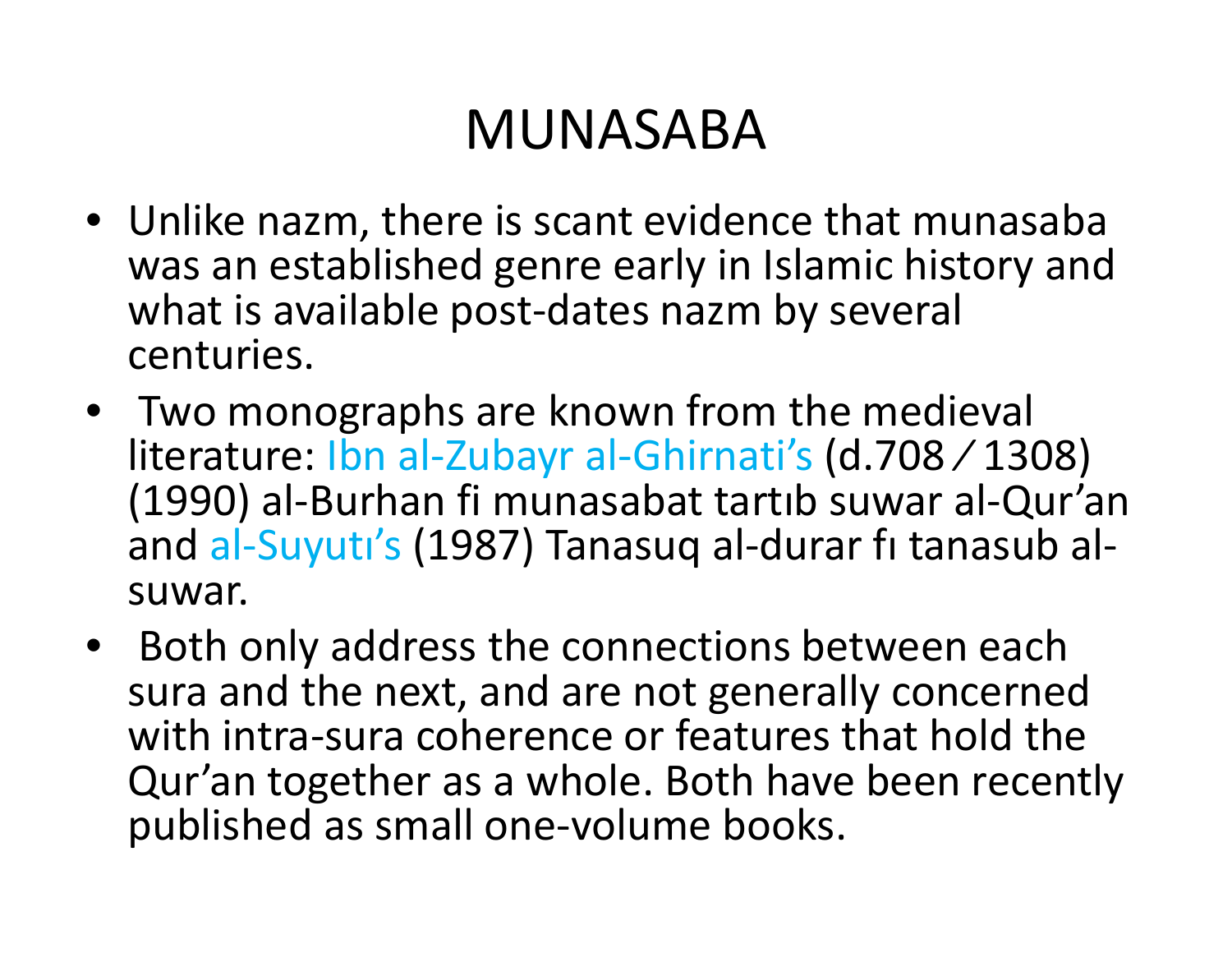# MUNASABA

- Unlike nazm, there is scant evidence that munasaba was an established genre early in Islamic history and what is available post-dates nazm by several centuries.
- Two monographs are known from the medieval literature: Ibn al-Zubayr al-Ghirnati's (d.708 ⁄ 1308) (1990) al-Burhan fi munasabat tartıb suwar al-Qur'an and al-Suyutı's (1987) Tanasuq al-durar fı tanasub al-suwar.
- Both only address the connections between each sura and the next, and are not generally concerned with intra-sura coherence or features that hold the Qur'an together as a whole. Both have been recently published as small one-volume books.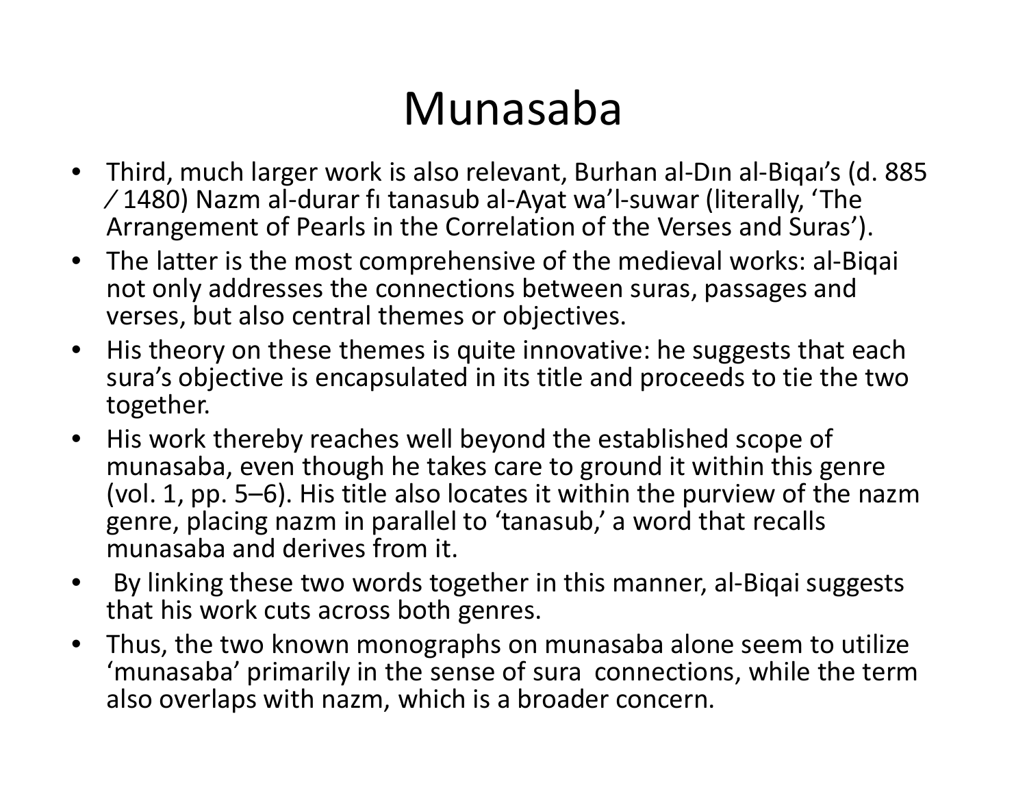# Munasaba

- Third, much larger work is also relevant, Burhan al-Dın al-Biqaı's (d. 885 ⁄ 1480) Nazm al-durar fı tanasub al-Ayat wa'l-suwar (literally, 'The Arrangement of Pearls in the Correlation of the Verses and Suras').
- The latter is the most comprehensive of the medieval works: al-Biqai not only addresses the connections between suras, passages and verses, but also central themes or objectives.
- His theory on these themes is quite innovative: he suggests that each sura's objective is encapsulated in its title and proceeds to tie the two together.
- His work thereby reaches well beyond the established scope of munasaba, even though he takes care to ground it within this genre (vol. 1, pp. 5–6). His title also locates it within the purview of the nazm genre, placing nazm in parallel to 'tanasub,' a word that recalls munasaba and derives from it.
- By linking these two words together in this manner, al-Biqai suggests that his work cuts across both genres.
- Thus, the two known monographs on munasaba alone seem to utilize 'munasaba' primarily in the sense of sura connections, while the term also overlaps with nazm, which is a broader concern.